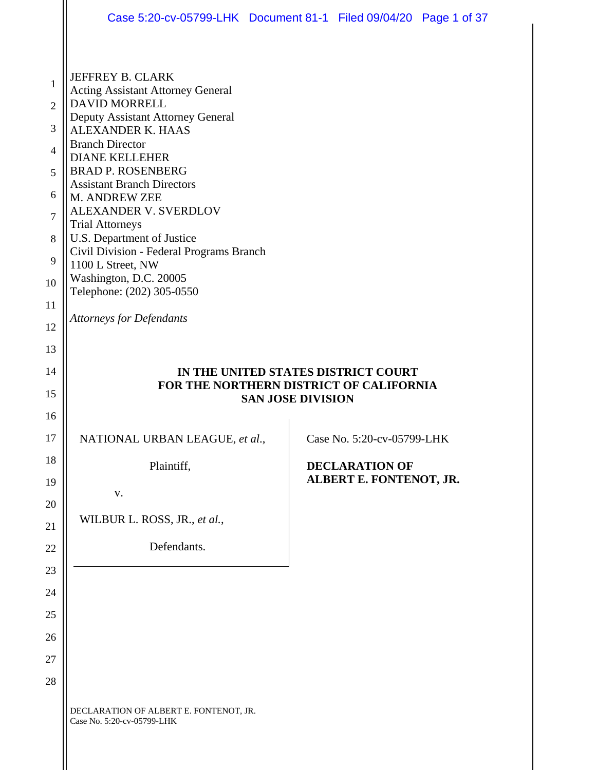JEFFREY B. CLARK
Acting Assistant Attorney General
DAVID MORRELL
Deputy Assistant Attorney General
ALEXANDER K. HAAS
Branch Director
DIANE KELLEHER
BRAD P. ROSENBERG
Assistant Branch Directors
M. ANDREW ZEE
ALEXANDER V. SVERDLOV
Trial Attorneys
U.S. Department of Justice
Civil Division - Federal Programs Branch
1100 L Street, NW
Washington, D.C. 20005
Telephone: (202) 305-0550

*Attorneys for Defendants*

**IN THE UNITED STATES DISTRICT COURT**
**FOR THE NORTHERN DISTRICT OF CALIFORNIA**
**SAN JOSE DIVISION**

| | |
|---|---|
| NATIONAL URBAN LEAGUE, *et al.*,<br><br>Plaintiff,<br><br>v.<br><br>WILBUR L. ROSS, JR., *et al.*,<br><br>Defendants. | Case No. 5:20-cv-05799-LHK<br><br>**DECLARATION OF ALBERT E. FONTENOT, JR.** |

DECLARATION OF ALBERT E. FONTENOT, JR.
Case No. 5:20-cv-05799-LHK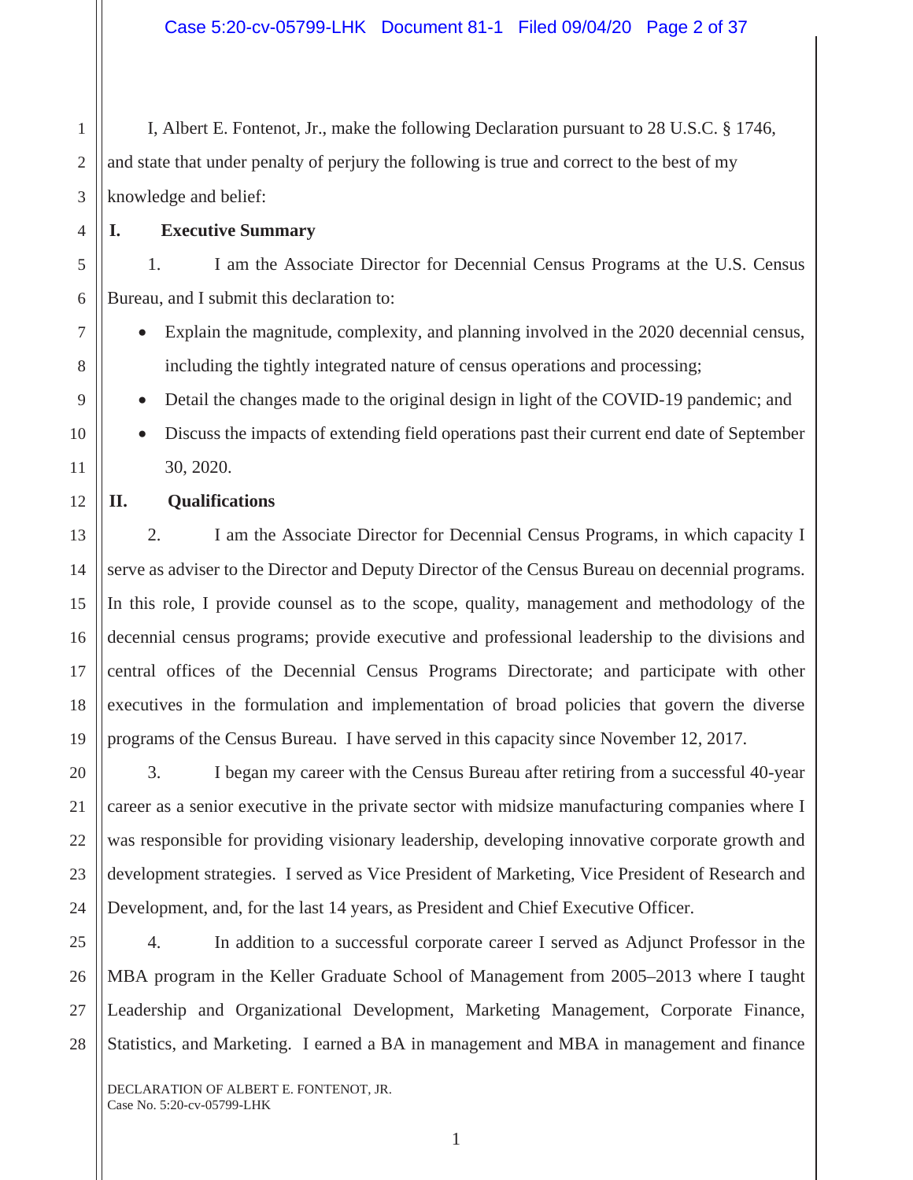I, Albert E. Fontenot, Jr., make the following Declaration pursuant to 28 U.S.C. § 1746, and state that under penalty of perjury the following is true and correct to the best of my knowledge and belief:

## I. Executive Summary

1. I am the Associate Director for Decennial Census Programs at the U.S. Census Bureau, and I submit this declaration to:

- Explain the magnitude, complexity, and planning involved in the 2020 decennial census, including the tightly integrated nature of census operations and processing;
- Detail the changes made to the original design in light of the COVID-19 pandemic; and
- Discuss the impacts of extending field operations past their current end date of September 30, 2020.

## II. Qualifications

2. I am the Associate Director for Decennial Census Programs, in which capacity I serve as adviser to the Director and Deputy Director of the Census Bureau on decennial programs. In this role, I provide counsel as to the scope, quality, management and methodology of the decennial census programs; provide executive and professional leadership to the divisions and central offices of the Decennial Census Programs Directorate; and participate with other executives in the formulation and implementation of broad policies that govern the diverse programs of the Census Bureau. I have served in this capacity since November 12, 2017.

3. I began my career with the Census Bureau after retiring from a successful 40-year career as a senior executive in the private sector with midsize manufacturing companies where I was responsible for providing visionary leadership, developing innovative corporate growth and development strategies. I served as Vice President of Marketing, Vice President of Research and Development, and, for the last 14 years, as President and Chief Executive Officer.

4. In addition to a successful corporate career I served as Adjunct Professor in the MBA program in the Keller Graduate School of Management from 2005–2013 where I taught Leadership and Organizational Development, Marketing Management, Corporate Finance, Statistics, and Marketing. I earned a BA in management and MBA in management and finance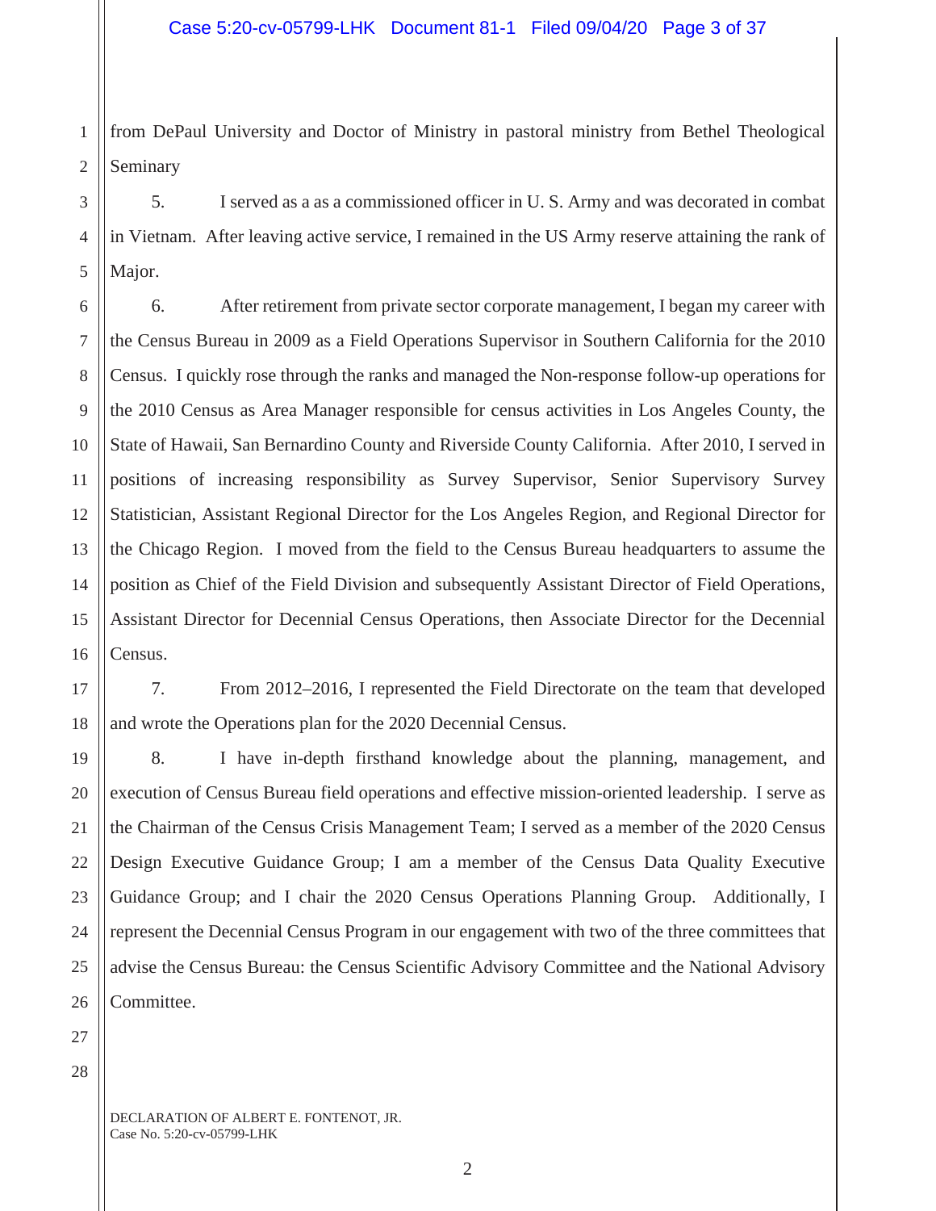from DePaul University and Doctor of Ministry in pastoral ministry from Bethel Theological Seminary

5. I served as a as a commissioned officer in U. S. Army and was decorated in combat in Vietnam. After leaving active service, I remained in the US Army reserve attaining the rank of Major.

6. After retirement from private sector corporate management, I began my career with the Census Bureau in 2009 as a Field Operations Supervisor in Southern California for the 2010 Census. I quickly rose through the ranks and managed the Non-response follow-up operations for the 2010 Census as Area Manager responsible for census activities in Los Angeles County, the State of Hawaii, San Bernardino County and Riverside County California. After 2010, I served in positions of increasing responsibility as Survey Supervisor, Senior Supervisory Survey Statistician, Assistant Regional Director for the Los Angeles Region, and Regional Director for the Chicago Region. I moved from the field to the Census Bureau headquarters to assume the position as Chief of the Field Division and subsequently Assistant Director of Field Operations, Assistant Director for Decennial Census Operations, then Associate Director for the Decennial Census.

7. From 2012–2016, I represented the Field Directorate on the team that developed and wrote the Operations plan for the 2020 Decennial Census.

8. I have in-depth firsthand knowledge about the planning, management, and execution of Census Bureau field operations and effective mission-oriented leadership. I serve as the Chairman of the Census Crisis Management Team; I served as a member of the 2020 Census Design Executive Guidance Group; I am a member of the Census Data Quality Executive Guidance Group; and I chair the 2020 Census Operations Planning Group. Additionally, I represent the Decennial Census Program in our engagement with two of the three committees that advise the Census Bureau: the Census Scientific Advisory Committee and the National Advisory Committee.

DECLARATION OF ALBERT E. FONTENOT, JR.
Case No. 5:20-cv-05799-LHK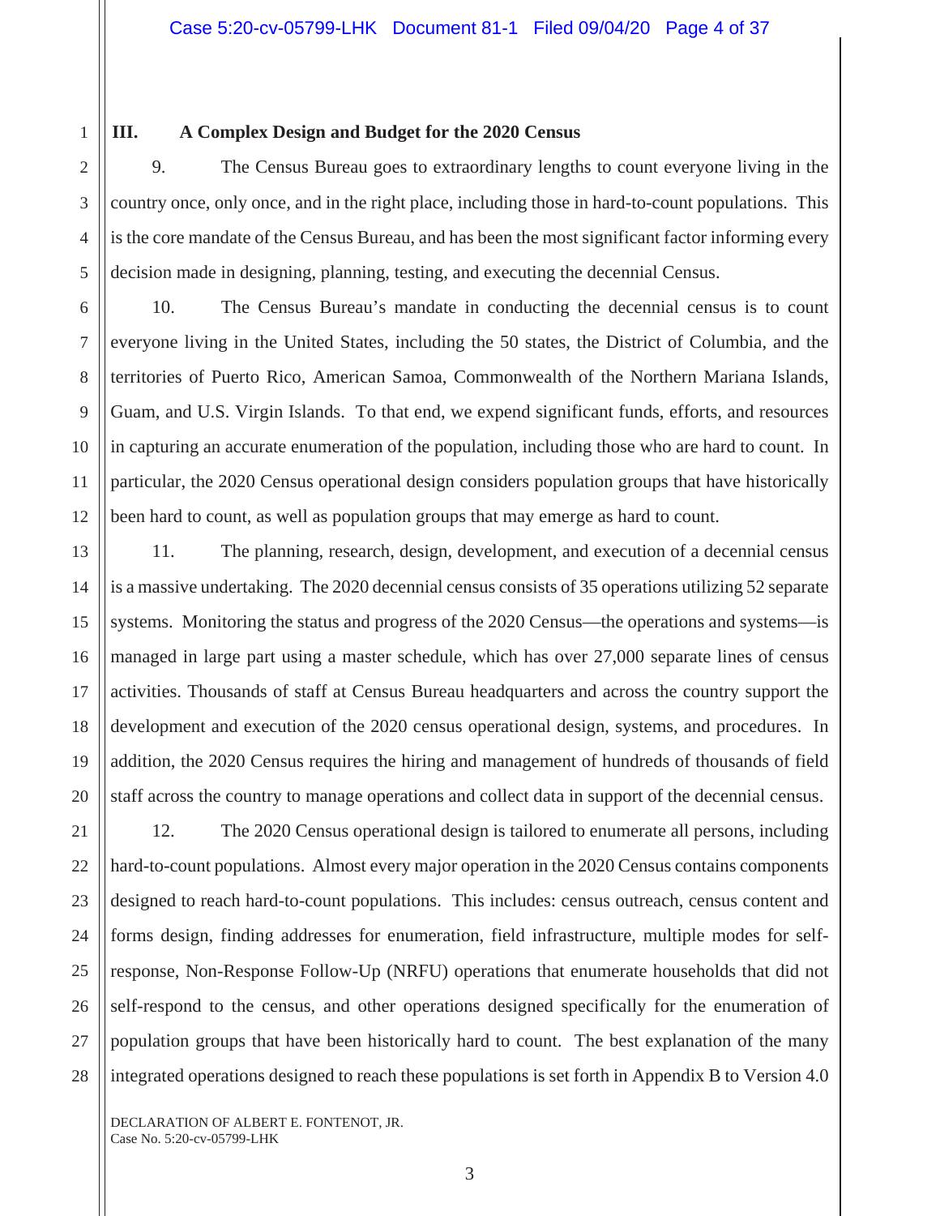### III. A Complex Design and Budget for the 2020 Census

9. The Census Bureau goes to extraordinary lengths to count everyone living in the country once, only once, and in the right place, including those in hard-to-count populations. This is the core mandate of the Census Bureau, and has been the most significant factor informing every decision made in designing, planning, testing, and executing the decennial Census.

10. The Census Bureau's mandate in conducting the decennial census is to count everyone living in the United States, including the 50 states, the District of Columbia, and the territories of Puerto Rico, American Samoa, Commonwealth of the Northern Mariana Islands, Guam, and U.S. Virgin Islands. To that end, we expend significant funds, efforts, and resources in capturing an accurate enumeration of the population, including those who are hard to count. In particular, the 2020 Census operational design considers population groups that have historically been hard to count, as well as population groups that may emerge as hard to count.

11. The planning, research, design, development, and execution of a decennial census is a massive undertaking. The 2020 decennial census consists of 35 operations utilizing 52 separate systems. Monitoring the status and progress of the 2020 Census—the operations and systems—is managed in large part using a master schedule, which has over 27,000 separate lines of census activities. Thousands of staff at Census Bureau headquarters and across the country support the development and execution of the 2020 census operational design, systems, and procedures. In addition, the 2020 Census requires the hiring and management of hundreds of thousands of field staff across the country to manage operations and collect data in support of the decennial census.

12. The 2020 Census operational design is tailored to enumerate all persons, including hard-to-count populations. Almost every major operation in the 2020 Census contains components designed to reach hard-to-count populations. This includes: census outreach, census content and forms design, finding addresses for enumeration, field infrastructure, multiple modes for self-response, Non-Response Follow-Up (NRFU) operations that enumerate households that did not self-respond to the census, and other operations designed specifically for the enumeration of population groups that have been historically hard to count. The best explanation of the many integrated operations designed to reach these populations is set forth in Appendix B to Version 4.0

DECLARATION OF ALBERT E. FONTENOT, JR.
Case No. 5:20-cv-05799-LHK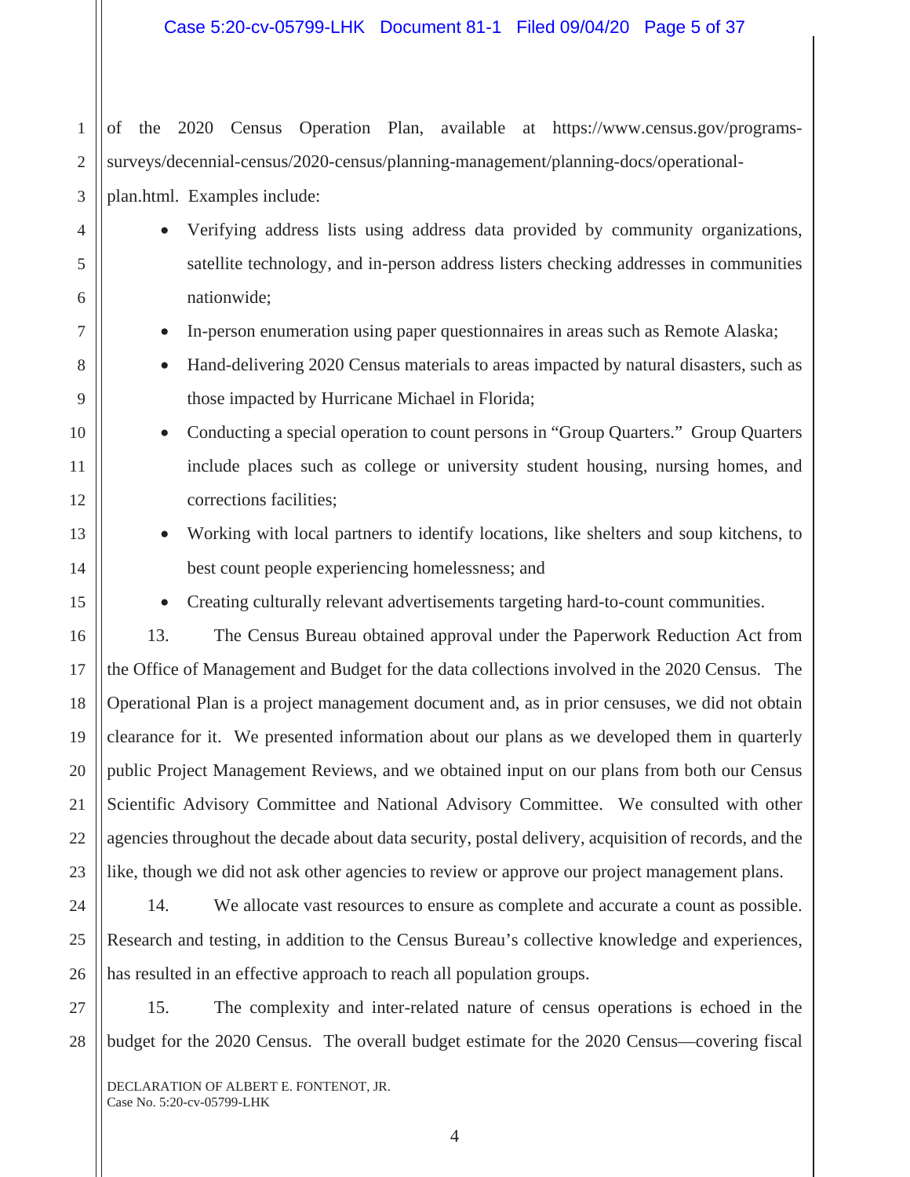of the 2020 Census Operation Plan, available at https://www.census.gov/programs-surveys/decennial-census/2020-census/planning-management/planning-docs/operational-plan.html. Examples include:

- Verifying address lists using address data provided by community organizations, satellite technology, and in-person address listers checking addresses in communities nationwide;
- In-person enumeration using paper questionnaires in areas such as Remote Alaska;
- Hand-delivering 2020 Census materials to areas impacted by natural disasters, such as those impacted by Hurricane Michael in Florida;
- Conducting a special operation to count persons in "Group Quarters." Group Quarters include places such as college or university student housing, nursing homes, and corrections facilities;
- Working with local partners to identify locations, like shelters and soup kitchens, to best count people experiencing homelessness; and
- Creating culturally relevant advertisements targeting hard-to-count communities.

13. The Census Bureau obtained approval under the Paperwork Reduction Act from the Office of Management and Budget for the data collections involved in the 2020 Census. The Operational Plan is a project management document and, as in prior censuses, we did not obtain clearance for it. We presented information about our plans as we developed them in quarterly public Project Management Reviews, and we obtained input on our plans from both our Census Scientific Advisory Committee and National Advisory Committee. We consulted with other agencies throughout the decade about data security, postal delivery, acquisition of records, and the like, though we did not ask other agencies to review or approve our project management plans.

14. We allocate vast resources to ensure as complete and accurate a count as possible. Research and testing, in addition to the Census Bureau's collective knowledge and experiences, has resulted in an effective approach to reach all population groups.

15. The complexity and inter-related nature of census operations is echoed in the budget for the 2020 Census. The overall budget estimate for the 2020 Census—covering fiscal

DECLARATION OF ALBERT E. FONTENOT, JR.
Case No. 5:20-cv-05799-LHK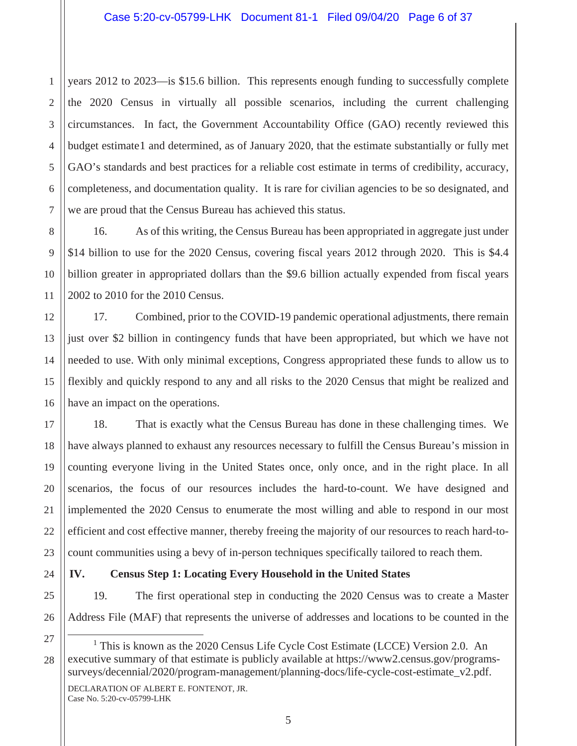years 2012 to 2023—is $15.6 billion. This represents enough funding to successfully complete the 2020 Census in virtually all possible scenarios, including the current challenging circumstances. In fact, the Government Accountability Office (GAO) recently reviewed this budget estimate[1] and determined, as of January 2020, that the estimate substantially or fully met GAO's standards and best practices for a reliable cost estimate in terms of credibility, accuracy, completeness, and documentation quality. It is rare for civilian agencies to be so designated, and we are proud that the Census Bureau has achieved this status.

16. As of this writing, the Census Bureau has been appropriated in aggregate just under $14 billion to use for the 2020 Census, covering fiscal years 2012 through 2020. This is $4.4 billion greater in appropriated dollars than the $9.6 billion actually expended from fiscal years 2002 to 2010 for the 2010 Census.

17. Combined, prior to the COVID-19 pandemic operational adjustments, there remain just over $2 billion in contingency funds that have been appropriated, but which we have not needed to use. With only minimal exceptions, Congress appropriated these funds to allow us to flexibly and quickly respond to any and all risks to the 2020 Census that might be realized and have an impact on the operations.

18. That is exactly what the Census Bureau has done in these challenging times. We have always planned to exhaust any resources necessary to fulfill the Census Bureau's mission in counting everyone living in the United States once, only once, and in the right place. In all scenarios, the focus of our resources includes the hard-to-count. We have designed and implemented the 2020 Census to enumerate the most willing and able to respond in our most efficient and cost effective manner, thereby freeing the majority of our resources to reach hard-to-count communities using a bevy of in-person techniques specifically tailored to reach them.

## IV. Census Step 1: Locating Every Household in the United States

19. The first operational step in conducting the 2020 Census was to create a Master Address File (MAF) that represents the universe of addresses and locations to be counted in the

---

[1] This is known as the 2020 Census Life Cycle Cost Estimate (LCCE) Version 2.0. An executive summary of that estimate is publicly available at https://www2.census.gov/programs-surveys/decennial/2020/program-management/planning-docs/life-cycle-cost-estimate_v2.pdf.

DECLARATION OF ALBERT E. FONTENOT, JR.
Case No. 5:20-cv-05799-LHK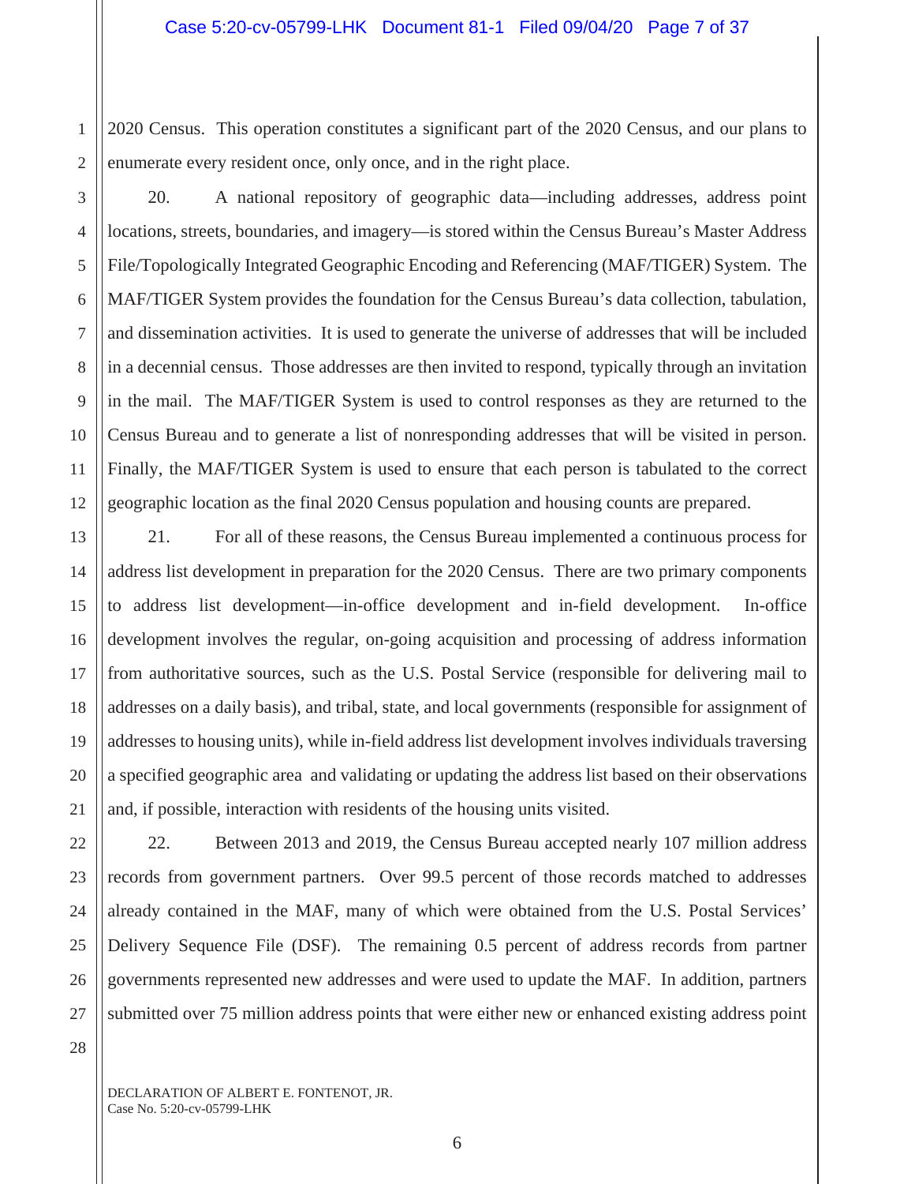2020 Census. This operation constitutes a significant part of the 2020 Census, and our plans to enumerate every resident once, only once, and in the right place.

20. A national repository of geographic data—including addresses, address point locations, streets, boundaries, and imagery—is stored within the Census Bureau's Master Address File/Topologically Integrated Geographic Encoding and Referencing (MAF/TIGER) System. The MAF/TIGER System provides the foundation for the Census Bureau's data collection, tabulation, and dissemination activities. It is used to generate the universe of addresses that will be included in a decennial census. Those addresses are then invited to respond, typically through an invitation in the mail. The MAF/TIGER System is used to control responses as they are returned to the Census Bureau and to generate a list of nonresponding addresses that will be visited in person. Finally, the MAF/TIGER System is used to ensure that each person is tabulated to the correct geographic location as the final 2020 Census population and housing counts are prepared.

21. For all of these reasons, the Census Bureau implemented a continuous process for address list development in preparation for the 2020 Census. There are two primary components to address list development—in-office development and in-field development. In-office development involves the regular, on-going acquisition and processing of address information from authoritative sources, such as the U.S. Postal Service (responsible for delivering mail to addresses on a daily basis), and tribal, state, and local governments (responsible for assignment of addresses to housing units), while in-field address list development involves individuals traversing a specified geographic area and validating or updating the address list based on their observations and, if possible, interaction with residents of the housing units visited.

22. Between 2013 and 2019, the Census Bureau accepted nearly 107 million address records from government partners. Over 99.5 percent of those records matched to addresses already contained in the MAF, many of which were obtained from the U.S. Postal Services' Delivery Sequence File (DSF). The remaining 0.5 percent of address records from partner governments represented new addresses and were used to update the MAF. In addition, partners submitted over 75 million address points that were either new or enhanced existing address point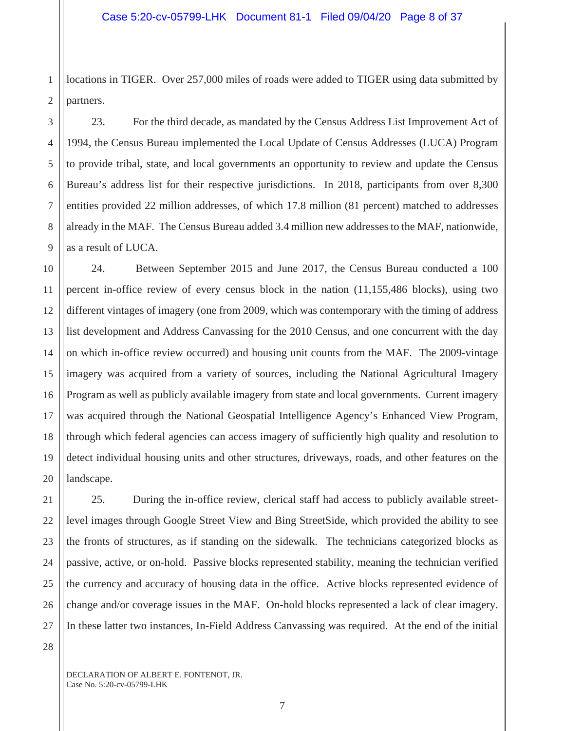locations in TIGER. Over 257,000 miles of roads were added to TIGER using data submitted by partners.

23. For the third decade, as mandated by the Census Address List Improvement Act of 1994, the Census Bureau implemented the Local Update of Census Addresses (LUCA) Program to provide tribal, state, and local governments an opportunity to review and update the Census Bureau's address list for their respective jurisdictions. In 2018, participants from over 8,300 entities provided 22 million addresses, of which 17.8 million (81 percent) matched to addresses already in the MAF. The Census Bureau added 3.4 million new addresses to the MAF, nationwide, as a result of LUCA.

24. Between September 2015 and June 2017, the Census Bureau conducted a 100 percent in-office review of every census block in the nation (11,155,486 blocks), using two different vintages of imagery (one from 2009, which was contemporary with the timing of address list development and Address Canvassing for the 2010 Census, and one concurrent with the day on which in-office review occurred) and housing unit counts from the MAF. The 2009-vintage imagery was acquired from a variety of sources, including the National Agricultural Imagery Program as well as publicly available imagery from state and local governments. Current imagery was acquired through the National Geospatial Intelligence Agency's Enhanced View Program, through which federal agencies can access imagery of sufficiently high quality and resolution to detect individual housing units and other structures, driveways, roads, and other features on the landscape.

25. During the in-office review, clerical staff had access to publicly available street-level images through Google Street View and Bing StreetSide, which provided the ability to see the fronts of structures, as if standing on the sidewalk. The technicians categorized blocks as passive, active, or on-hold. Passive blocks represented stability, meaning the technician verified the currency and accuracy of housing data in the office. Active blocks represented evidence of change and/or coverage issues in the MAF. On-hold blocks represented a lack of clear imagery. In these latter two instances, In-Field Address Canvassing was required. At the end of the initial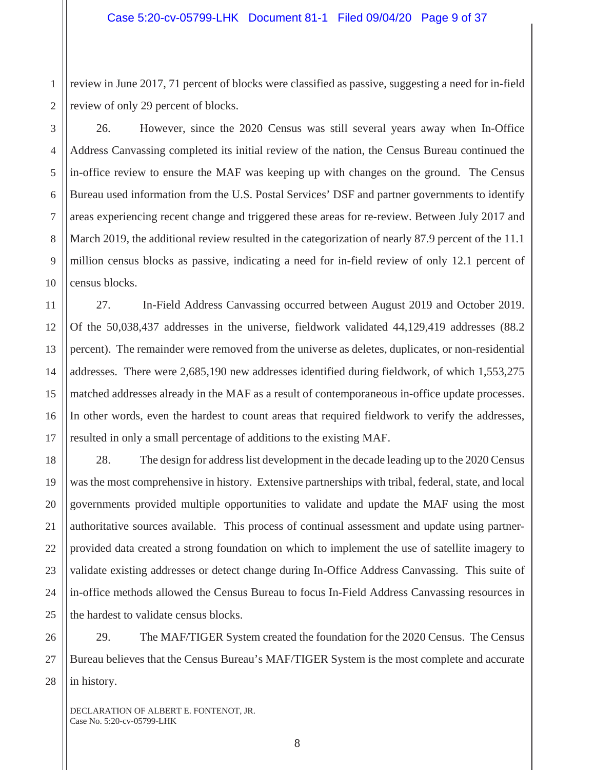review in June 2017, 71 percent of blocks were classified as passive, suggesting a need for in-field review of only 29 percent of blocks.

26. However, since the 2020 Census was still several years away when In-Office Address Canvassing completed its initial review of the nation, the Census Bureau continued the in-office review to ensure the MAF was keeping up with changes on the ground. The Census Bureau used information from the U.S. Postal Services' DSF and partner governments to identify areas experiencing recent change and triggered these areas for re-review. Between July 2017 and March 2019, the additional review resulted in the categorization of nearly 87.9 percent of the 11.1 million census blocks as passive, indicating a need for in-field review of only 12.1 percent of census blocks.

27. In-Field Address Canvassing occurred between August 2019 and October 2019. Of the 50,038,437 addresses in the universe, fieldwork validated 44,129,419 addresses (88.2 percent). The remainder were removed from the universe as deletes, duplicates, or non-residential addresses. There were 2,685,190 new addresses identified during fieldwork, of which 1,553,275 matched addresses already in the MAF as a result of contemporaneous in-office update processes. In other words, even the hardest to count areas that required fieldwork to verify the addresses, resulted in only a small percentage of additions to the existing MAF.

28. The design for address list development in the decade leading up to the 2020 Census was the most comprehensive in history. Extensive partnerships with tribal, federal, state, and local governments provided multiple opportunities to validate and update the MAF using the most authoritative sources available. This process of continual assessment and update using partner-provided data created a strong foundation on which to implement the use of satellite imagery to validate existing addresses or detect change during In-Office Address Canvassing. This suite of in-office methods allowed the Census Bureau to focus In-Field Address Canvassing resources in the hardest to validate census blocks.

29. The MAF/TIGER System created the foundation for the 2020 Census. The Census Bureau believes that the Census Bureau's MAF/TIGER System is the most complete and accurate in history.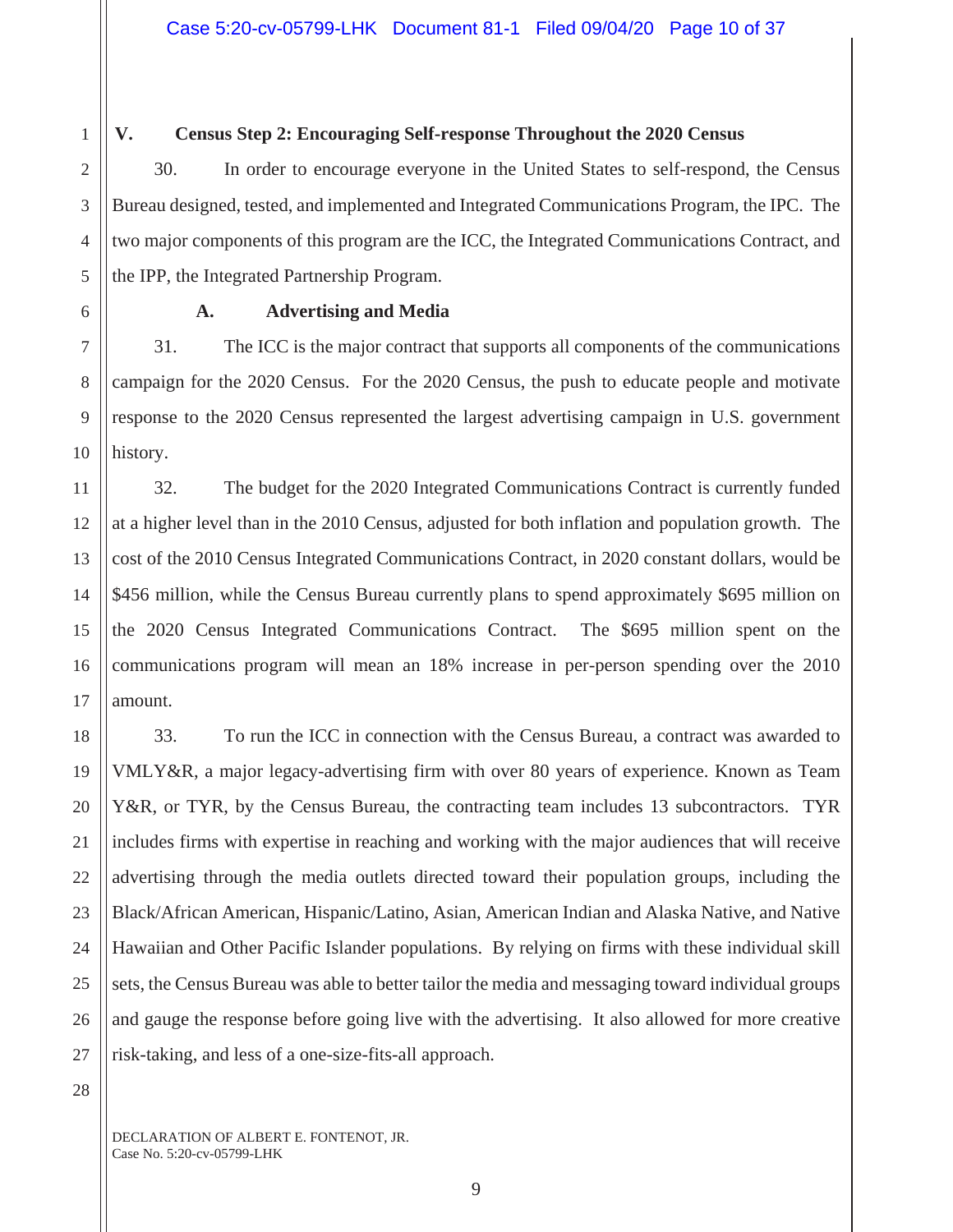## V. Census Step 2: Encouraging Self-response Throughout the 2020 Census

30. In order to encourage everyone in the United States to self-respond, the Census Bureau designed, tested, and implemented and Integrated Communications Program, the IPC. The two major components of this program are the ICC, the Integrated Communications Contract, and the IPP, the Integrated Partnership Program.

### A. Advertising and Media

31. The ICC is the major contract that supports all components of the communications campaign for the 2020 Census. For the 2020 Census, the push to educate people and motivate response to the 2020 Census represented the largest advertising campaign in U.S. government history.

32. The budget for the 2020 Integrated Communications Contract is currently funded at a higher level than in the 2010 Census, adjusted for both inflation and population growth. The cost of the 2010 Census Integrated Communications Contract, in 2020 constant dollars, would be $456 million, while the Census Bureau currently plans to spend approximately $695 million on the 2020 Census Integrated Communications Contract. The $695 million spent on the communications program will mean an 18% increase in per-person spending over the 2010 amount.

33. To run the ICC in connection with the Census Bureau, a contract was awarded to VMLY&R, a major legacy-advertising firm with over 80 years of experience. Known as Team Y&R, or TYR, by the Census Bureau, the contracting team includes 13 subcontractors. TYR includes firms with expertise in reaching and working with the major audiences that will receive advertising through the media outlets directed toward their population groups, including the Black/African American, Hispanic/Latino, Asian, American Indian and Alaska Native, and Native Hawaiian and Other Pacific Islander populations. By relying on firms with these individual skill sets, the Census Bureau was able to better tailor the media and messaging toward individual groups and gauge the response before going live with the advertising. It also allowed for more creative risk-taking, and less of a one-size-fits-all approach.

DECLARATION OF ALBERT E. FONTENOT, JR.
Case No. 5:20-cv-05799-LHK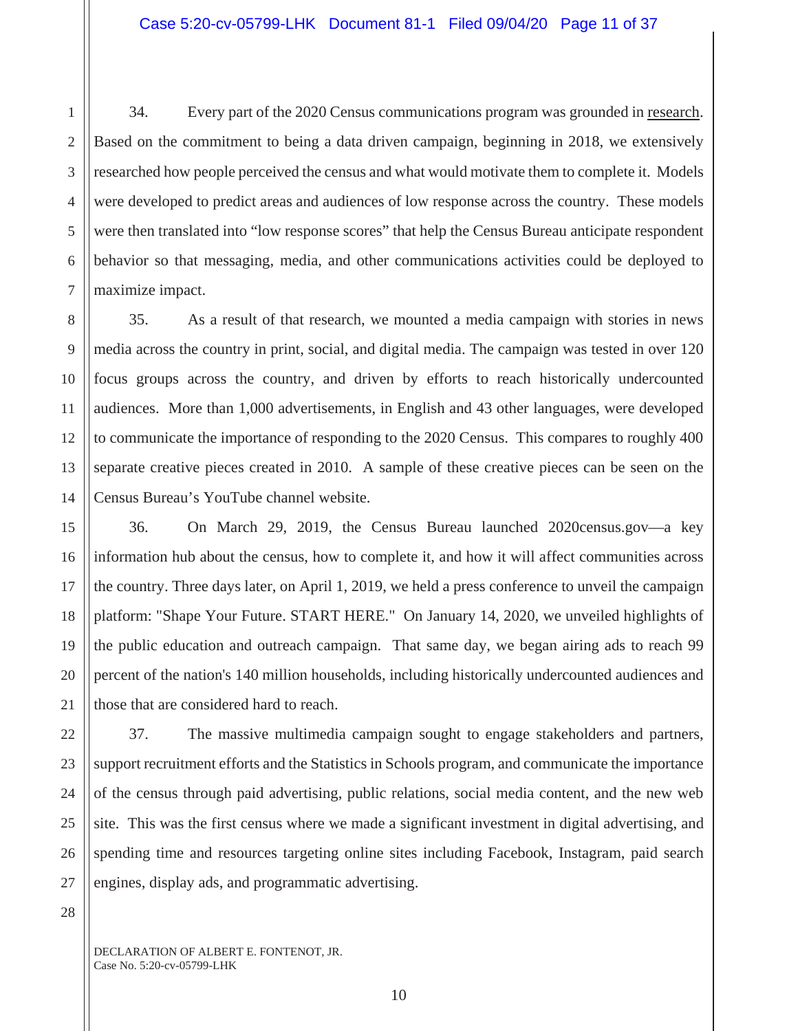34. Every part of the 2020 Census communications program was grounded in research. Based on the commitment to being a data driven campaign, beginning in 2018, we extensively researched how people perceived the census and what would motivate them to complete it. Models were developed to predict areas and audiences of low response across the country. These models were then translated into "low response scores" that help the Census Bureau anticipate respondent behavior so that messaging, media, and other communications activities could be deployed to maximize impact.

35. As a result of that research, we mounted a media campaign with stories in news media across the country in print, social, and digital media. The campaign was tested in over 120 focus groups across the country, and driven by efforts to reach historically undercounted audiences. More than 1,000 advertisements, in English and 43 other languages, were developed to communicate the importance of responding to the 2020 Census. This compares to roughly 400 separate creative pieces created in 2010. A sample of these creative pieces can be seen on the Census Bureau's YouTube channel website.

36. On March 29, 2019, the Census Bureau launched 2020census.gov—a key information hub about the census, how to complete it, and how it will affect communities across the country. Three days later, on April 1, 2019, we held a press conference to unveil the campaign platform: "Shape Your Future. START HERE." On January 14, 2020, we unveiled highlights of the public education and outreach campaign. That same day, we began airing ads to reach 99 percent of the nation's 140 million households, including historically undercounted audiences and those that are considered hard to reach.

37. The massive multimedia campaign sought to engage stakeholders and partners, support recruitment efforts and the Statistics in Schools program, and communicate the importance of the census through paid advertising, public relations, social media content, and the new web site. This was the first census where we made a significant investment in digital advertising, and spending time and resources targeting online sites including Facebook, Instagram, paid search engines, display ads, and programmatic advertising.

DECLARATION OF ALBERT E. FONTENOT, JR.
Case No. 5:20-cv-05799-LHK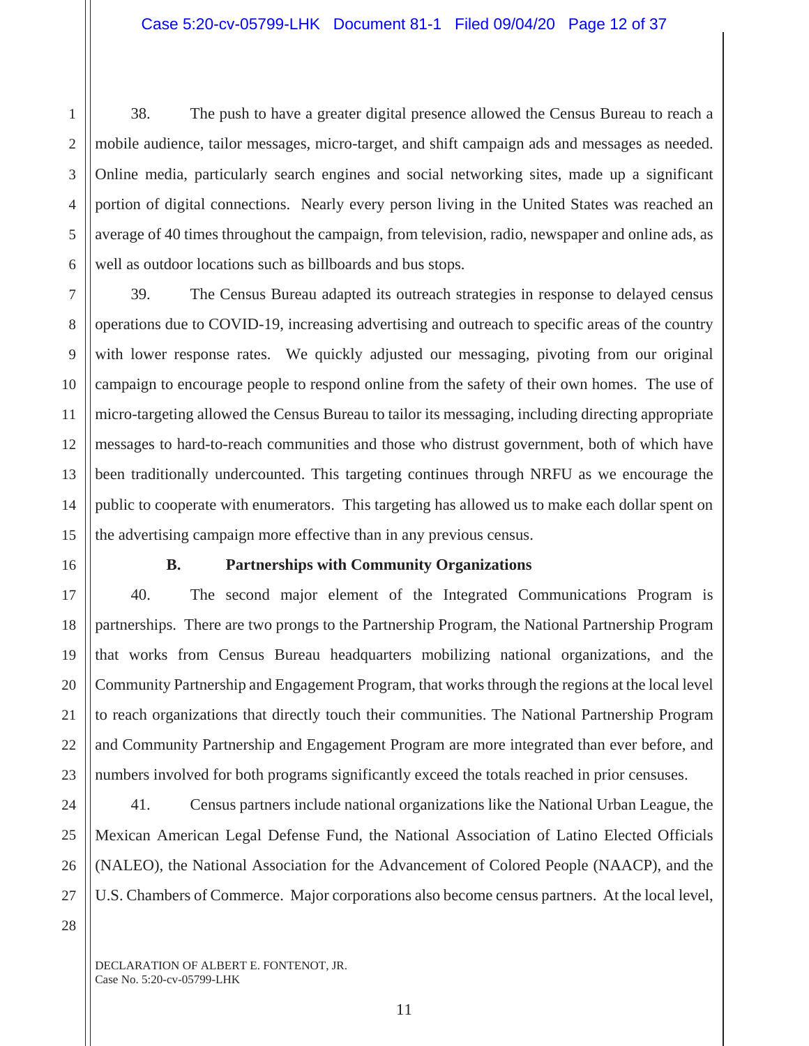38. The push to have a greater digital presence allowed the Census Bureau to reach a mobile audience, tailor messages, micro-target, and shift campaign ads and messages as needed. Online media, particularly search engines and social networking sites, made up a significant portion of digital connections. Nearly every person living in the United States was reached an average of 40 times throughout the campaign, from television, radio, newspaper and online ads, as well as outdoor locations such as billboards and bus stops.

39. The Census Bureau adapted its outreach strategies in response to delayed census operations due to COVID-19, increasing advertising and outreach to specific areas of the country with lower response rates. We quickly adjusted our messaging, pivoting from our original campaign to encourage people to respond online from the safety of their own homes. The use of micro-targeting allowed the Census Bureau to tailor its messaging, including directing appropriate messages to hard-to-reach communities and those who distrust government, both of which have been traditionally undercounted. This targeting continues through NRFU as we encourage the public to cooperate with enumerators. This targeting has allowed us to make each dollar spent on the advertising campaign more effective than in any previous census.

**B. Partnerships with Community Organizations**

40. The second major element of the Integrated Communications Program is partnerships. There are two prongs to the Partnership Program, the National Partnership Program that works from Census Bureau headquarters mobilizing national organizations, and the Community Partnership and Engagement Program, that works through the regions at the local level to reach organizations that directly touch their communities. The National Partnership Program and Community Partnership and Engagement Program are more integrated than ever before, and numbers involved for both programs significantly exceed the totals reached in prior censuses.

41. Census partners include national organizations like the National Urban League, the Mexican American Legal Defense Fund, the National Association of Latino Elected Officials (NALEO), the National Association for the Advancement of Colored People (NAACP), and the U.S. Chambers of Commerce. Major corporations also become census partners. At the local level,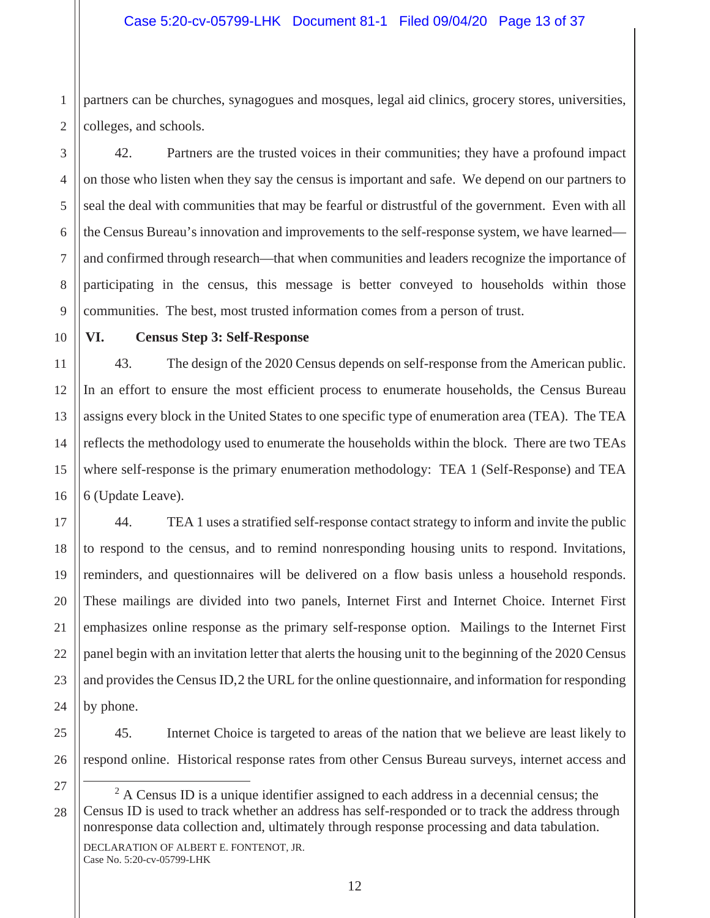partners can be churches, synagogues and mosques, legal aid clinics, grocery stores, universities, colleges, and schools.

42. Partners are the trusted voices in their communities; they have a profound impact on those who listen when they say the census is important and safe. We depend on our partners to seal the deal with communities that may be fearful or distrustful of the government. Even with all the Census Bureau's innovation and improvements to the self-response system, we have learned—and confirmed through research—that when communities and leaders recognize the importance of participating in the census, this message is better conveyed to households within those communities. The best, most trusted information comes from a person of trust.

## VI. Census Step 3: Self-Response

43. The design of the 2020 Census depends on self-response from the American public. In an effort to ensure the most efficient process to enumerate households, the Census Bureau assigns every block in the United States to one specific type of enumeration area (TEA). The TEA reflects the methodology used to enumerate the households within the block. There are two TEAs where self-response is the primary enumeration methodology: TEA 1 (Self-Response) and TEA 6 (Update Leave).

44. TEA 1 uses a stratified self-response contact strategy to inform and invite the public to respond to the census, and to remind nonresponding housing units to respond. Invitations, reminders, and questionnaires will be delivered on a flow basis unless a household responds. These mailings are divided into two panels, Internet First and Internet Choice. Internet First emphasizes online response as the primary self-response option. Mailings to the Internet First panel begin with an invitation letter that alerts the housing unit to the beginning of the 2020 Census and provides the Census ID,[2] the URL for the online questionnaire, and information for responding by phone.

45. Internet Choice is targeted to areas of the nation that we believe are least likely to respond online. Historical response rates from other Census Bureau surveys, internet access and

---

[2] A Census ID is a unique identifier assigned to each address in a decennial census; the Census ID is used to track whether an address has self-responded or to track the address through nonresponse data collection and, ultimately through response processing and data tabulation.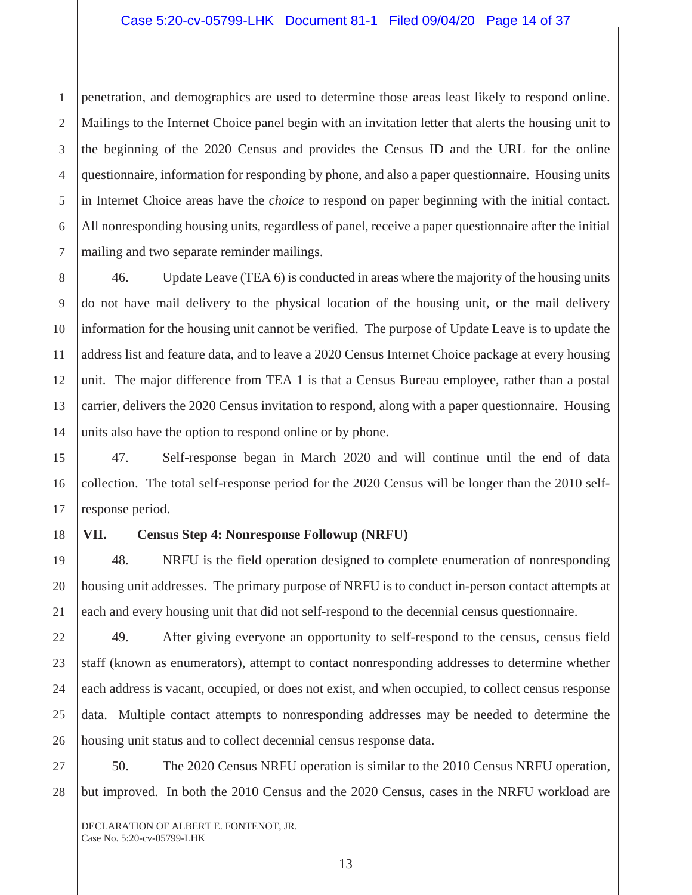penetration, and demographics are used to determine those areas least likely to respond online. Mailings to the Internet Choice panel begin with an invitation letter that alerts the housing unit to the beginning of the 2020 Census and provides the Census ID and the URL for the online questionnaire, information for responding by phone, and also a paper questionnaire. Housing units in Internet Choice areas have the *choice* to respond on paper beginning with the initial contact. All nonresponding housing units, regardless of panel, receive a paper questionnaire after the initial mailing and two separate reminder mailings.

46. Update Leave (TEA 6) is conducted in areas where the majority of the housing units do not have mail delivery to the physical location of the housing unit, or the mail delivery information for the housing unit cannot be verified. The purpose of Update Leave is to update the address list and feature data, and to leave a 2020 Census Internet Choice package at every housing unit. The major difference from TEA 1 is that a Census Bureau employee, rather than a postal carrier, delivers the 2020 Census invitation to respond, along with a paper questionnaire. Housing units also have the option to respond online or by phone.

47. Self-response began in March 2020 and will continue until the end of data collection. The total self-response period for the 2020 Census will be longer than the 2010 self-response period.

## VII. Census Step 4: Nonresponse Followup (NRFU)

48. NRFU is the field operation designed to complete enumeration of nonresponding housing unit addresses. The primary purpose of NRFU is to conduct in-person contact attempts at each and every housing unit that did not self-respond to the decennial census questionnaire.

49. After giving everyone an opportunity to self-respond to the census, census field staff (known as enumerators), attempt to contact nonresponding addresses to determine whether each address is vacant, occupied, or does not exist, and when occupied, to collect census response data. Multiple contact attempts to nonresponding addresses may be needed to determine the housing unit status and to collect decennial census response data.

50. The 2020 Census NRFU operation is similar to the 2010 Census NRFU operation, but improved. In both the 2010 Census and the 2020 Census, cases in the NRFU workload are

DECLARATION OF ALBERT E. FONTENOT, JR.
Case No. 5:20-cv-05799-LHK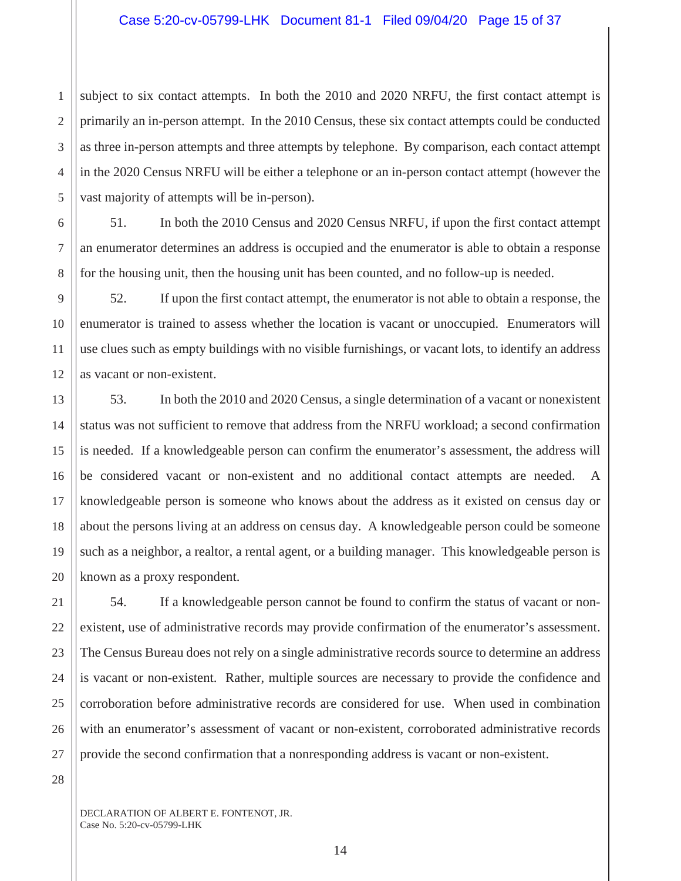subject to six contact attempts. In both the 2010 and 2020 NRFU, the first contact attempt is primarily an in-person attempt. In the 2010 Census, these six contact attempts could be conducted as three in-person attempts and three attempts by telephone. By comparison, each contact attempt in the 2020 Census NRFU will be either a telephone or an in-person contact attempt (however the vast majority of attempts will be in-person).

51. In both the 2010 Census and 2020 Census NRFU, if upon the first contact attempt an enumerator determines an address is occupied and the enumerator is able to obtain a response for the housing unit, then the housing unit has been counted, and no follow-up is needed.

52. If upon the first contact attempt, the enumerator is not able to obtain a response, the enumerator is trained to assess whether the location is vacant or unoccupied. Enumerators will use clues such as empty buildings with no visible furnishings, or vacant lots, to identify an address as vacant or non-existent.

53. In both the 2010 and 2020 Census, a single determination of a vacant or nonexistent status was not sufficient to remove that address from the NRFU workload; a second confirmation is needed. If a knowledgeable person can confirm the enumerator's assessment, the address will be considered vacant or non-existent and no additional contact attempts are needed. A knowledgeable person is someone who knows about the address as it existed on census day or about the persons living at an address on census day. A knowledgeable person could be someone such as a neighbor, a realtor, a rental agent, or a building manager. This knowledgeable person is known as a proxy respondent.

54. If a knowledgeable person cannot be found to confirm the status of vacant or non-existent, use of administrative records may provide confirmation of the enumerator's assessment. The Census Bureau does not rely on a single administrative records source to determine an address is vacant or non-existent. Rather, multiple sources are necessary to provide the confidence and corroboration before administrative records are considered for use. When used in combination with an enumerator's assessment of vacant or non-existent, corroborated administrative records provide the second confirmation that a nonresponding address is vacant or non-existent.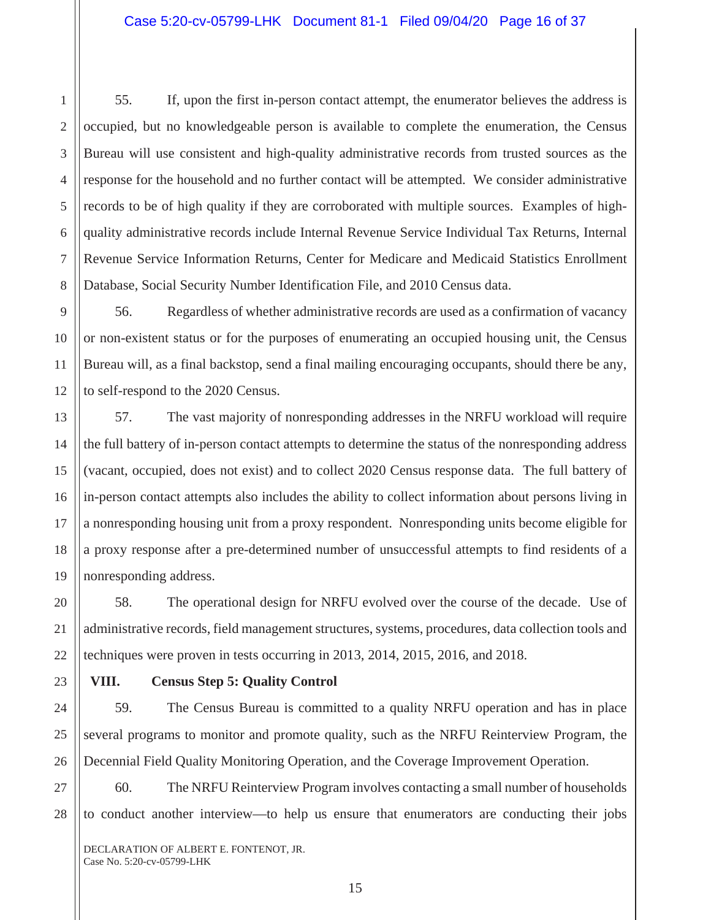55. If, upon the first in-person contact attempt, the enumerator believes the address is occupied, but no knowledgeable person is available to complete the enumeration, the Census Bureau will use consistent and high-quality administrative records from trusted sources as the response for the household and no further contact will be attempted. We consider administrative records to be of high quality if they are corroborated with multiple sources. Examples of high-quality administrative records include Internal Revenue Service Individual Tax Returns, Internal Revenue Service Information Returns, Center for Medicare and Medicaid Statistics Enrollment Database, Social Security Number Identification File, and 2010 Census data.

56. Regardless of whether administrative records are used as a confirmation of vacancy or non-existent status or for the purposes of enumerating an occupied housing unit, the Census Bureau will, as a final backstop, send a final mailing encouraging occupants, should there be any, to self-respond to the 2020 Census.

57. The vast majority of nonresponding addresses in the NRFU workload will require the full battery of in-person contact attempts to determine the status of the nonresponding address (vacant, occupied, does not exist) and to collect 2020 Census response data. The full battery of in-person contact attempts also includes the ability to collect information about persons living in a nonresponding housing unit from a proxy respondent. Nonresponding units become eligible for a proxy response after a pre-determined number of unsuccessful attempts to find residents of a nonresponding address.

58. The operational design for NRFU evolved over the course of the decade. Use of administrative records, field management structures, systems, procedures, data collection tools and techniques were proven in tests occurring in 2013, 2014, 2015, 2016, and 2018.

## VIII. Census Step 5: Quality Control

59. The Census Bureau is committed to a quality NRFU operation and has in place several programs to monitor and promote quality, such as the NRFU Reinterview Program, the Decennial Field Quality Monitoring Operation, and the Coverage Improvement Operation.

60. The NRFU Reinterview Program involves contacting a small number of households to conduct another interview—to help us ensure that enumerators are conducting their jobs

DECLARATION OF ALBERT E. FONTENOT, JR.
Case No. 5:20-cv-05799-LHK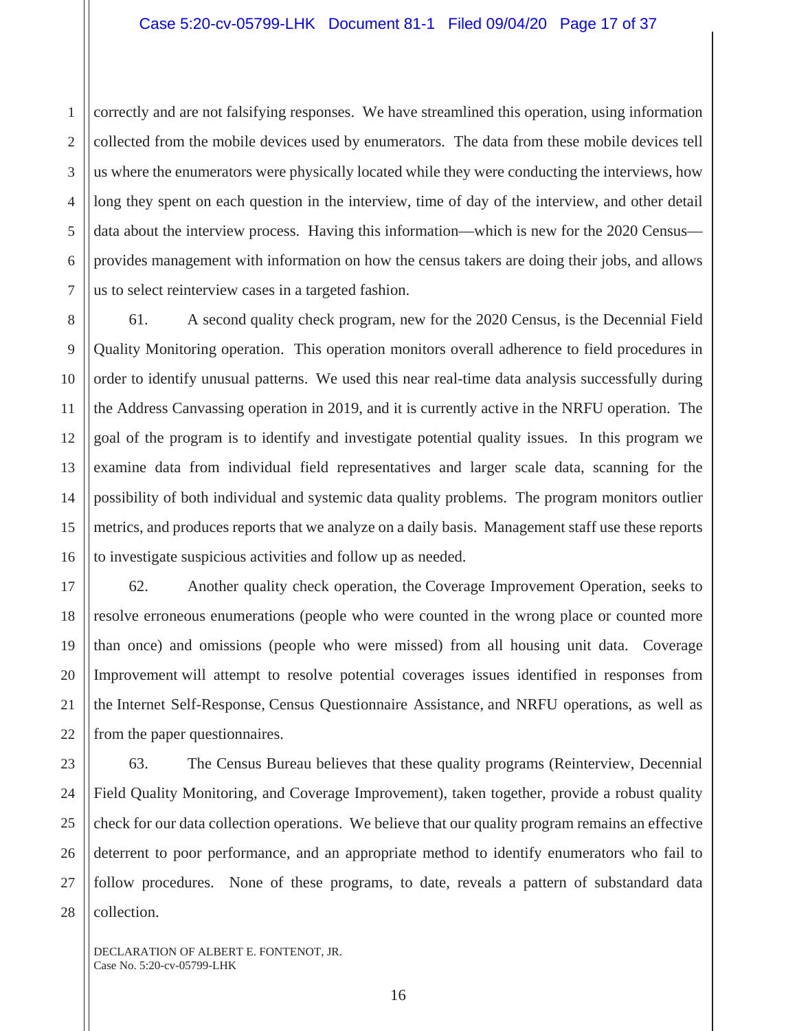correctly and are not falsifying responses. We have streamlined this operation, using information collected from the mobile devices used by enumerators. The data from these mobile devices tell us where the enumerators were physically located while they were conducting the interviews, how long they spent on each question in the interview, time of day of the interview, and other detail data about the interview process. Having this information—which is new for the 2020 Census—provides management with information on how the census takers are doing their jobs, and allows us to select reinterview cases in a targeted fashion.

61. A second quality check program, new for the 2020 Census, is the Decennial Field Quality Monitoring operation. This operation monitors overall adherence to field procedures in order to identify unusual patterns. We used this near real-time data analysis successfully during the Address Canvassing operation in 2019, and it is currently active in the NRFU operation. The goal of the program is to identify and investigate potential quality issues. In this program we examine data from individual field representatives and larger scale data, scanning for the possibility of both individual and systemic data quality problems. The program monitors outlier metrics, and produces reports that we analyze on a daily basis. Management staff use these reports to investigate suspicious activities and follow up as needed.

62. Another quality check operation, the Coverage Improvement Operation, seeks to resolve erroneous enumerations (people who were counted in the wrong place or counted more than once) and omissions (people who were missed) from all housing unit data. Coverage Improvement will attempt to resolve potential coverages issues identified in responses from the Internet Self-Response, Census Questionnaire Assistance, and NRFU operations, as well as from the paper questionnaires.

63. The Census Bureau believes that these quality programs (Reinterview, Decennial Field Quality Monitoring, and Coverage Improvement), taken together, provide a robust quality check for our data collection operations. We believe that our quality program remains an effective deterrent to poor performance, and an appropriate method to identify enumerators who fail to follow procedures. None of these programs, to date, reveals a pattern of substandard data collection.

DECLARATION OF ALBERT E. FONTENOT, JR.
Case No. 5:20-cv-05799-LHK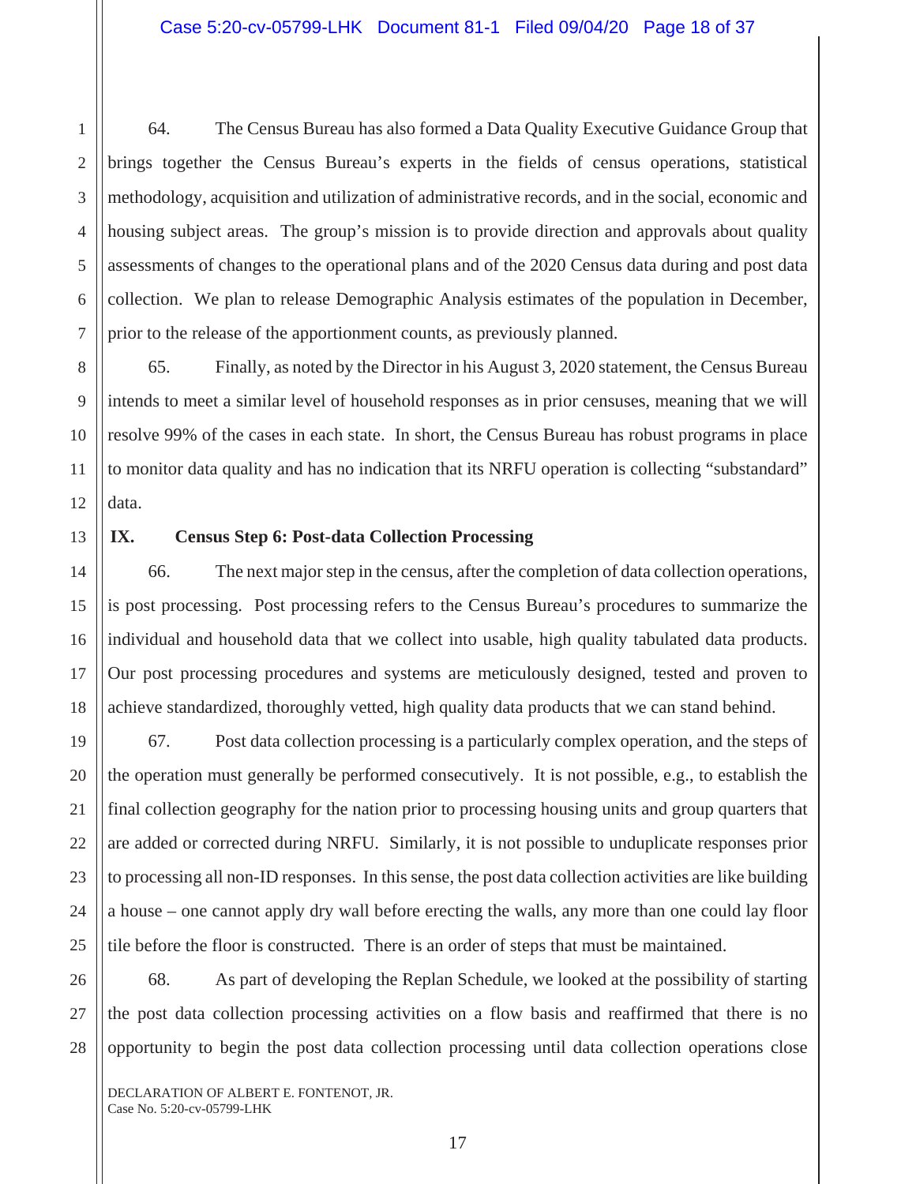64. The Census Bureau has also formed a Data Quality Executive Guidance Group that brings together the Census Bureau's experts in the fields of census operations, statistical methodology, acquisition and utilization of administrative records, and in the social, economic and housing subject areas. The group's mission is to provide direction and approvals about quality assessments of changes to the operational plans and of the 2020 Census data during and post data collection. We plan to release Demographic Analysis estimates of the population in December, prior to the release of the apportionment counts, as previously planned.

65. Finally, as noted by the Director in his August 3, 2020 statement, the Census Bureau intends to meet a similar level of household responses as in prior censuses, meaning that we will resolve 99% of the cases in each state. In short, the Census Bureau has robust programs in place to monitor data quality and has no indication that its NRFU operation is collecting "substandard" data.

## IX. Census Step 6: Post-data Collection Processing

66. The next major step in the census, after the completion of data collection operations, is post processing. Post processing refers to the Census Bureau's procedures to summarize the individual and household data that we collect into usable, high quality tabulated data products. Our post processing procedures and systems are meticulously designed, tested and proven to achieve standardized, thoroughly vetted, high quality data products that we can stand behind.

67. Post data collection processing is a particularly complex operation, and the steps of the operation must generally be performed consecutively. It is not possible, e.g., to establish the final collection geography for the nation prior to processing housing units and group quarters that are added or corrected during NRFU. Similarly, it is not possible to unduplicate responses prior to processing all non-ID responses. In this sense, the post data collection activities are like building a house – one cannot apply dry wall before erecting the walls, any more than one could lay floor tile before the floor is constructed. There is an order of steps that must be maintained.

68. As part of developing the Replan Schedule, we looked at the possibility of starting the post data collection processing activities on a flow basis and reaffirmed that there is no opportunity to begin the post data collection processing until data collection operations close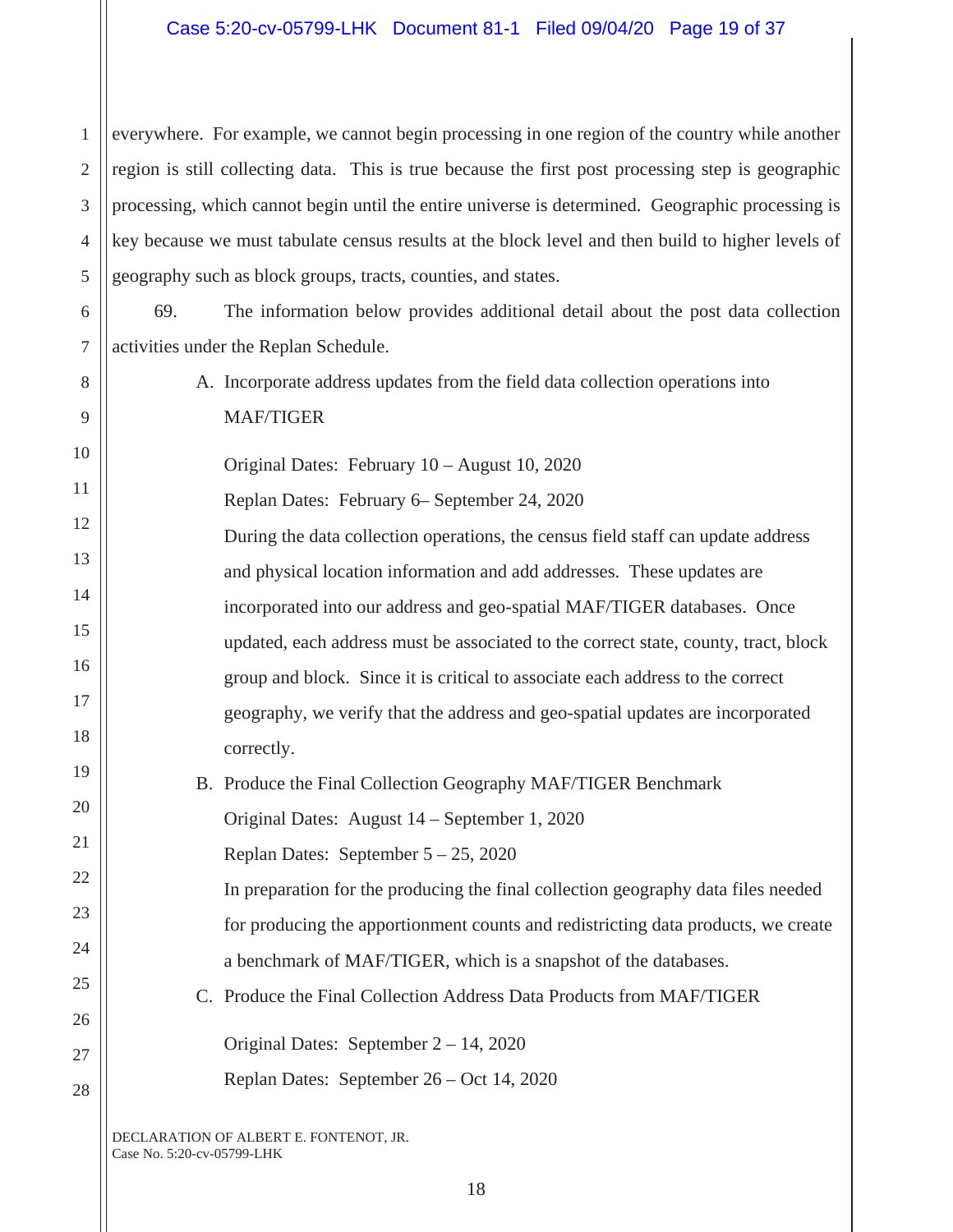everywhere. For example, we cannot begin processing in one region of the country while another region is still collecting data. This is true because the first post processing step is geographic processing, which cannot begin until the entire universe is determined. Geographic processing is key because we must tabulate census results at the block level and then build to higher levels of geography such as block groups, tracts, counties, and states.

69. The information below provides additional detail about the post data collection activities under the Replan Schedule.

A. Incorporate address updates from the field data collection operations into MAF/TIGER

Original Dates: February 10 – August 10, 2020

Replan Dates: February 6– September 24, 2020

During the data collection operations, the census field staff can update address and physical location information and add addresses. These updates are incorporated into our address and geo-spatial MAF/TIGER databases. Once updated, each address must be associated to the correct state, county, tract, block group and block. Since it is critical to associate each address to the correct geography, we verify that the address and geo-spatial updates are incorporated correctly.

B. Produce the Final Collection Geography MAF/TIGER Benchmark

Original Dates: August 14 – September 1, 2020

Replan Dates: September 5 – 25, 2020

In preparation for the producing the final collection geography data files needed for producing the apportionment counts and redistricting data products, we create a benchmark of MAF/TIGER, which is a snapshot of the databases.

C. Produce the Final Collection Address Data Products from MAF/TIGER

Original Dates: September 2 – 14, 2020

Replan Dates: September 26 – Oct 14, 2020

DECLARATION OF ALBERT E. FONTENOT, JR.
Case No. 5:20-cv-05799-LHK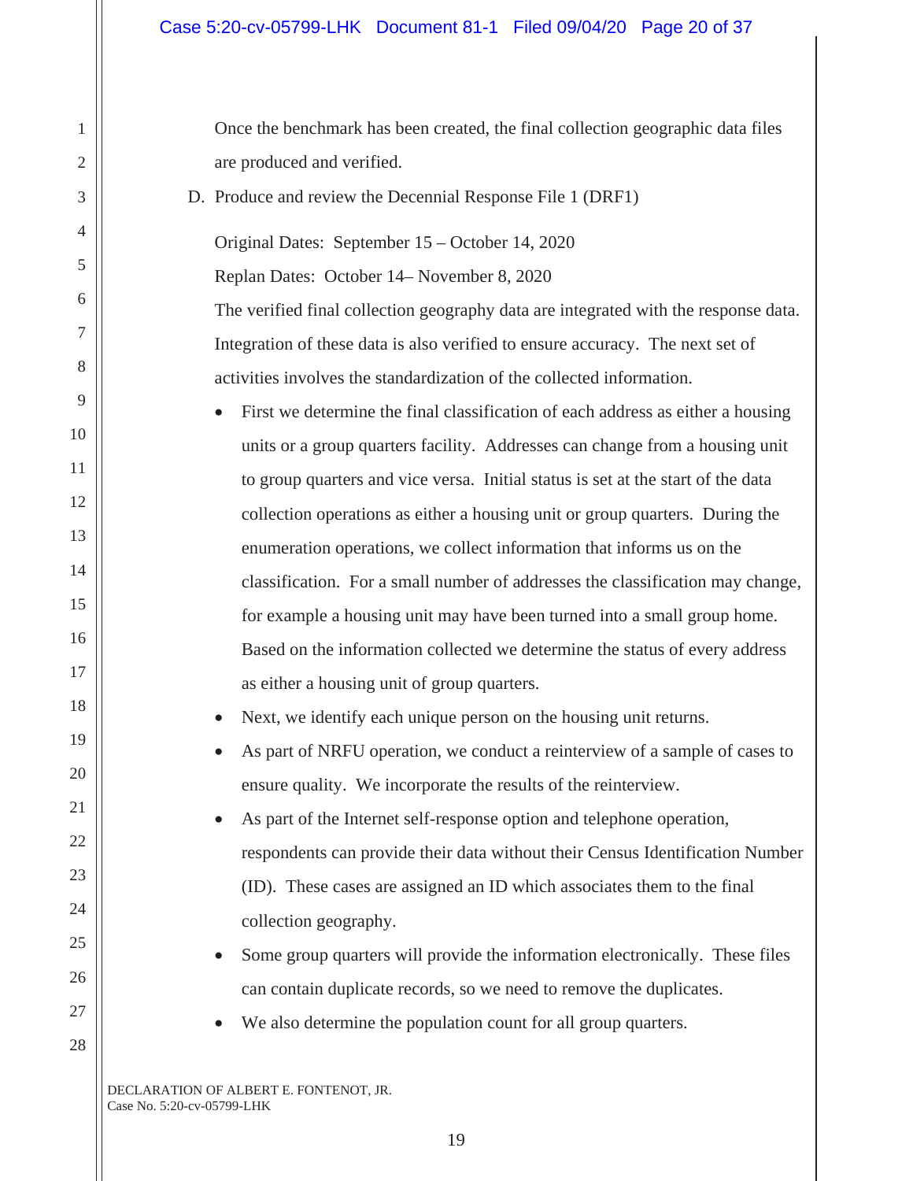Once the benchmark has been created, the final collection geographic data files are produced and verified.

D. Produce and review the Decennial Response File 1 (DRF1)

Original Dates: September 15 – October 14, 2020

Replan Dates: October 14– November 8, 2020

The verified final collection geography data are integrated with the response data. Integration of these data is also verified to ensure accuracy. The next set of activities involves the standardization of the collected information.

- First we determine the final classification of each address as either a housing units or a group quarters facility. Addresses can change from a housing unit to group quarters and vice versa. Initial status is set at the start of the data collection operations as either a housing unit or group quarters. During the enumeration operations, we collect information that informs us on the classification. For a small number of addresses the classification may change, for example a housing unit may have been turned into a small group home. Based on the information collected we determine the status of every address as either a housing unit of group quarters.
- Next, we identify each unique person on the housing unit returns.
- As part of NRFU operation, we conduct a reinterview of a sample of cases to ensure quality. We incorporate the results of the reinterview.
- As part of the Internet self-response option and telephone operation, respondents can provide their data without their Census Identification Number (ID). These cases are assigned an ID which associates them to the final collection geography.
- Some group quarters will provide the information electronically. These files can contain duplicate records, so we need to remove the duplicates.
- We also determine the population count for all group quarters.

DECLARATION OF ALBERT E. FONTENOT, JR.
Case No. 5:20-cv-05799-LHK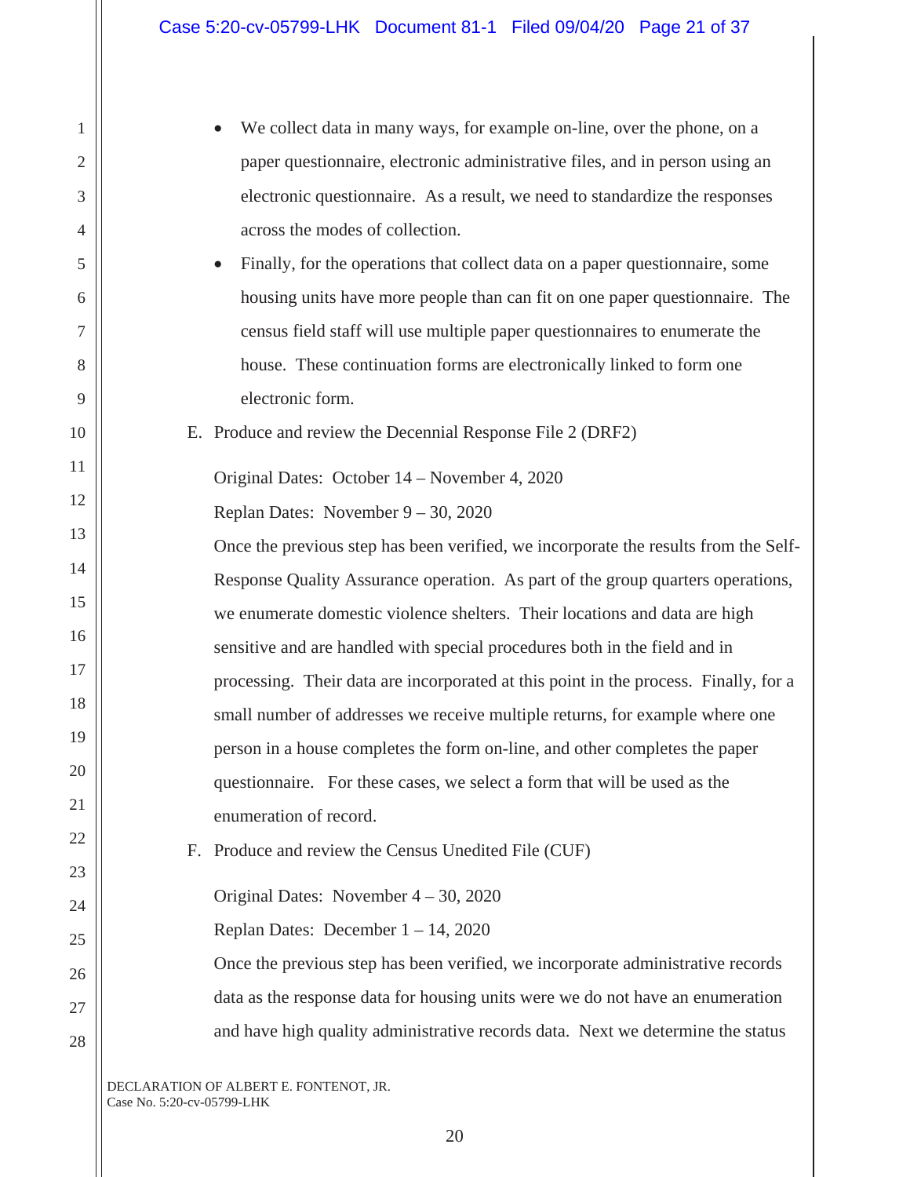- We collect data in many ways, for example on-line, over the phone, on a paper questionnaire, electronic administrative files, and in person using an electronic questionnaire. As a result, we need to standardize the responses across the modes of collection.
- Finally, for the operations that collect data on a paper questionnaire, some housing units have more people than can fit on one paper questionnaire. The census field staff will use multiple paper questionnaires to enumerate the house. These continuation forms are electronically linked to form one electronic form.

E. Produce and review the Decennial Response File 2 (DRF2)

Original Dates: October 14 – November 4, 2020

Replan Dates: November 9 – 30, 2020

Once the previous step has been verified, we incorporate the results from the Self-Response Quality Assurance operation. As part of the group quarters operations, we enumerate domestic violence shelters. Their locations and data are high sensitive and are handled with special procedures both in the field and in processing. Their data are incorporated at this point in the process. Finally, for a small number of addresses we receive multiple returns, for example where one person in a house completes the form on-line, and other completes the paper questionnaire. For these cases, we select a form that will be used as the enumeration of record.

F. Produce and review the Census Unedited File (CUF)

Original Dates: November 4 – 30, 2020

Replan Dates: December 1 – 14, 2020

Once the previous step has been verified, we incorporate administrative records data as the response data for housing units were we do not have an enumeration and have high quality administrative records data. Next we determine the status

DECLARATION OF ALBERT E. FONTENOT, JR.
Case No. 5:20-cv-05799-LHK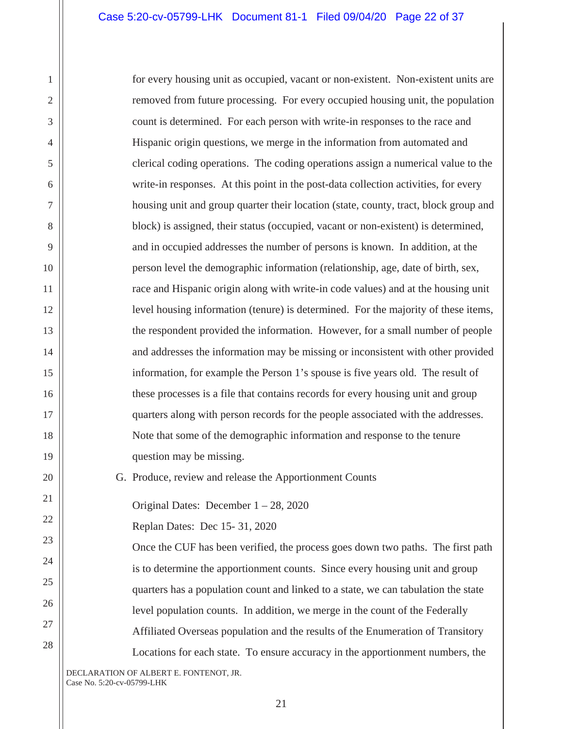for every housing unit as occupied, vacant or non-existent. Non-existent units are removed from future processing. For every occupied housing unit, the population count is determined. For each person with write-in responses to the race and Hispanic origin questions, we merge in the information from automated and clerical coding operations. The coding operations assign a numerical value to the write-in responses. At this point in the post-data collection activities, for every housing unit and group quarter their location (state, county, tract, block group and block) is assigned, their status (occupied, vacant or non-existent) is determined, and in occupied addresses the number of persons is known. In addition, at the person level the demographic information (relationship, age, date of birth, sex, race and Hispanic origin along with write-in code values) and at the housing unit level housing information (tenure) is determined. For the majority of these items, the respondent provided the information. However, for a small number of people and addresses the information may be missing or inconsistent with other provided information, for example the Person 1's spouse is five years old. The result of these processes is a file that contains records for every housing unit and group quarters along with person records for the people associated with the addresses. Note that some of the demographic information and response to the tenure question may be missing.

G. Produce, review and release the Apportionment Counts

Original Dates: December 1 – 28, 2020

Replan Dates: Dec 15- 31, 2020

Once the CUF has been verified, the process goes down two paths. The first path is to determine the apportionment counts. Since every housing unit and group quarters has a population count and linked to a state, we can tabulation the state level population counts. In addition, we merge in the count of the Federally Affiliated Overseas population and the results of the Enumeration of Transitory Locations for each state. To ensure accuracy in the apportionment numbers, the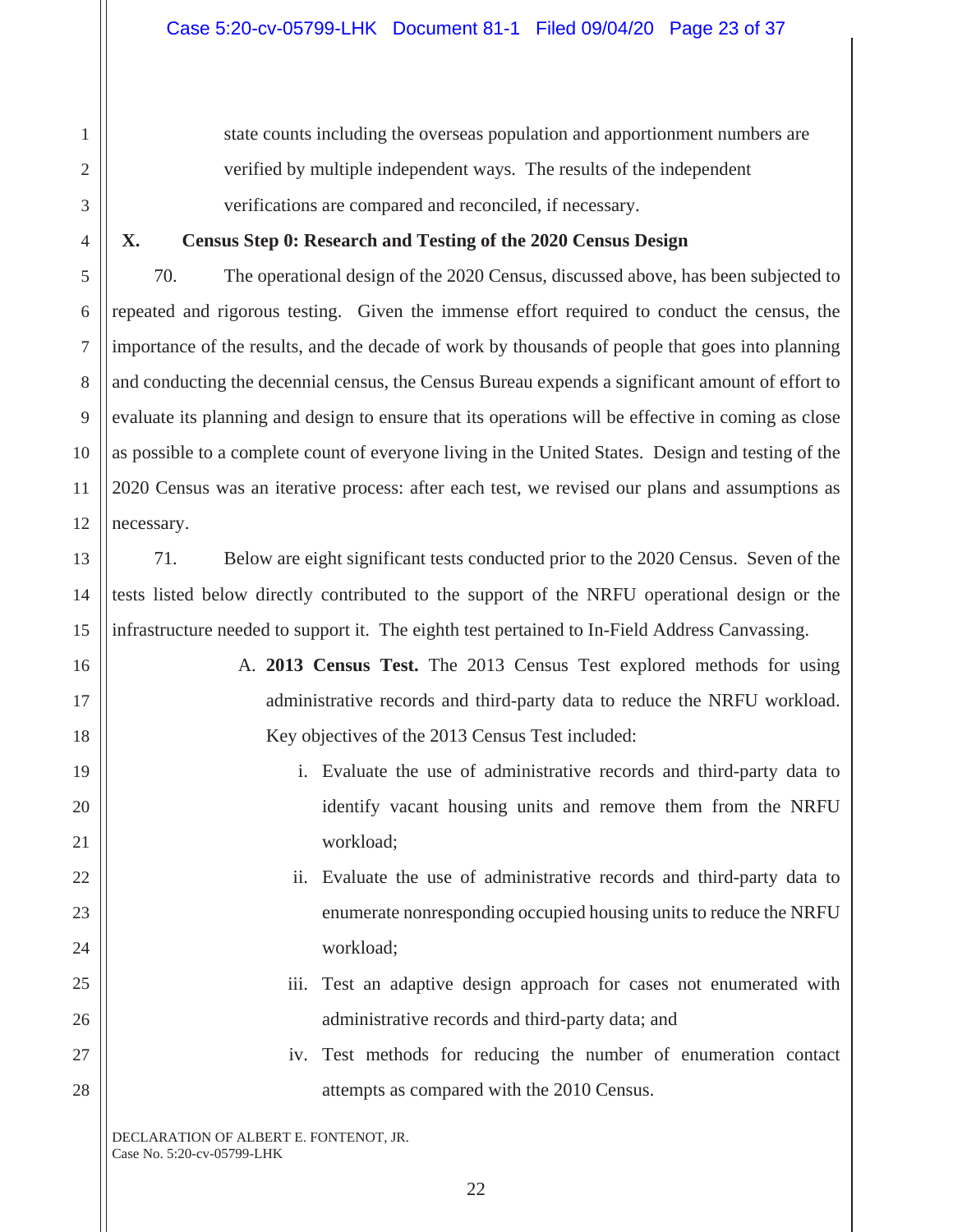state counts including the overseas population and apportionment numbers are verified by multiple independent ways. The results of the independent verifications are compared and reconciled, if necessary.

## X. Census Step 0: Research and Testing of the 2020 Census Design

70. The operational design of the 2020 Census, discussed above, has been subjected to repeated and rigorous testing. Given the immense effort required to conduct the census, the importance of the results, and the decade of work by thousands of people that goes into planning and conducting the decennial census, the Census Bureau expends a significant amount of effort to evaluate its planning and design to ensure that its operations will be effective in coming as close as possible to a complete count of everyone living in the United States. Design and testing of the 2020 Census was an iterative process: after each test, we revised our plans and assumptions as necessary.

71. Below are eight significant tests conducted prior to the 2020 Census. Seven of the tests listed below directly contributed to the support of the NRFU operational design or the infrastructure needed to support it. The eighth test pertained to In-Field Address Canvassing.

A. **2013 Census Test.** The 2013 Census Test explored methods for using administrative records and third-party data to reduce the NRFU workload. Key objectives of the 2013 Census Test included:

   i. Evaluate the use of administrative records and third-party data to identify vacant housing units and remove them from the NRFU workload;

   ii. Evaluate the use of administrative records and third-party data to enumerate nonresponding occupied housing units to reduce the NRFU workload;

   iii. Test an adaptive design approach for cases not enumerated with administrative records and third-party data; and

   iv. Test methods for reducing the number of enumeration contact attempts as compared with the 2010 Census.

DECLARATION OF ALBERT E. FONTENOT, JR.
Case No. 5:20-cv-05799-LHK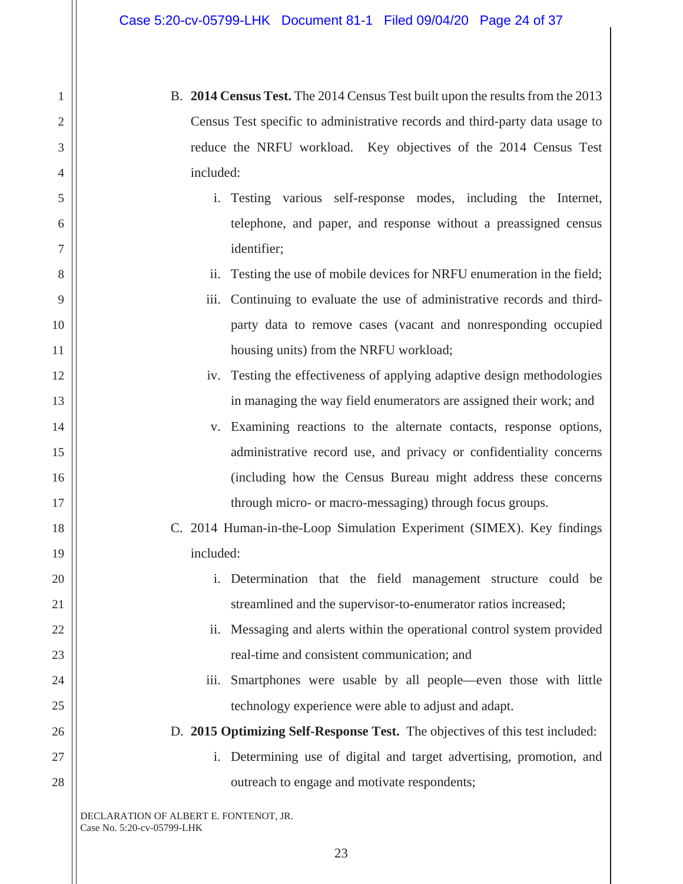B. **2014 Census Test.** The 2014 Census Test built upon the results from the 2013 Census Test specific to administrative records and third-party data usage to reduce the NRFU workload. Key objectives of the 2014 Census Test included:

   i. Testing various self-response modes, including the Internet, telephone, and paper, and response without a preassigned census identifier;

   ii. Testing the use of mobile devices for NRFU enumeration in the field;

   iii. Continuing to evaluate the use of administrative records and third-party data to remove cases (vacant and nonresponding occupied housing units) from the NRFU workload;

   iv. Testing the effectiveness of applying adaptive design methodologies in managing the way field enumerators are assigned their work; and

   v. Examining reactions to the alternate contacts, response options, administrative record use, and privacy or confidentiality concerns (including how the Census Bureau might address these concerns through micro- or macro-messaging) through focus groups.

C. 2014 Human-in-the-Loop Simulation Experiment (SIMEX). Key findings included:

   i. Determination that the field management structure could be streamlined and the supervisor-to-enumerator ratios increased;

   ii. Messaging and alerts within the operational control system provided real-time and consistent communication; and

   iii. Smartphones were usable by all people—even those with little technology experience were able to adjust and adapt.

D. **2015 Optimizing Self-Response Test.** The objectives of this test included:

   i. Determining use of digital and target advertising, promotion, and outreach to engage and motivate respondents;

DECLARATION OF ALBERT E. FONTENOT, JR.
Case No. 5:20-cv-05799-LHK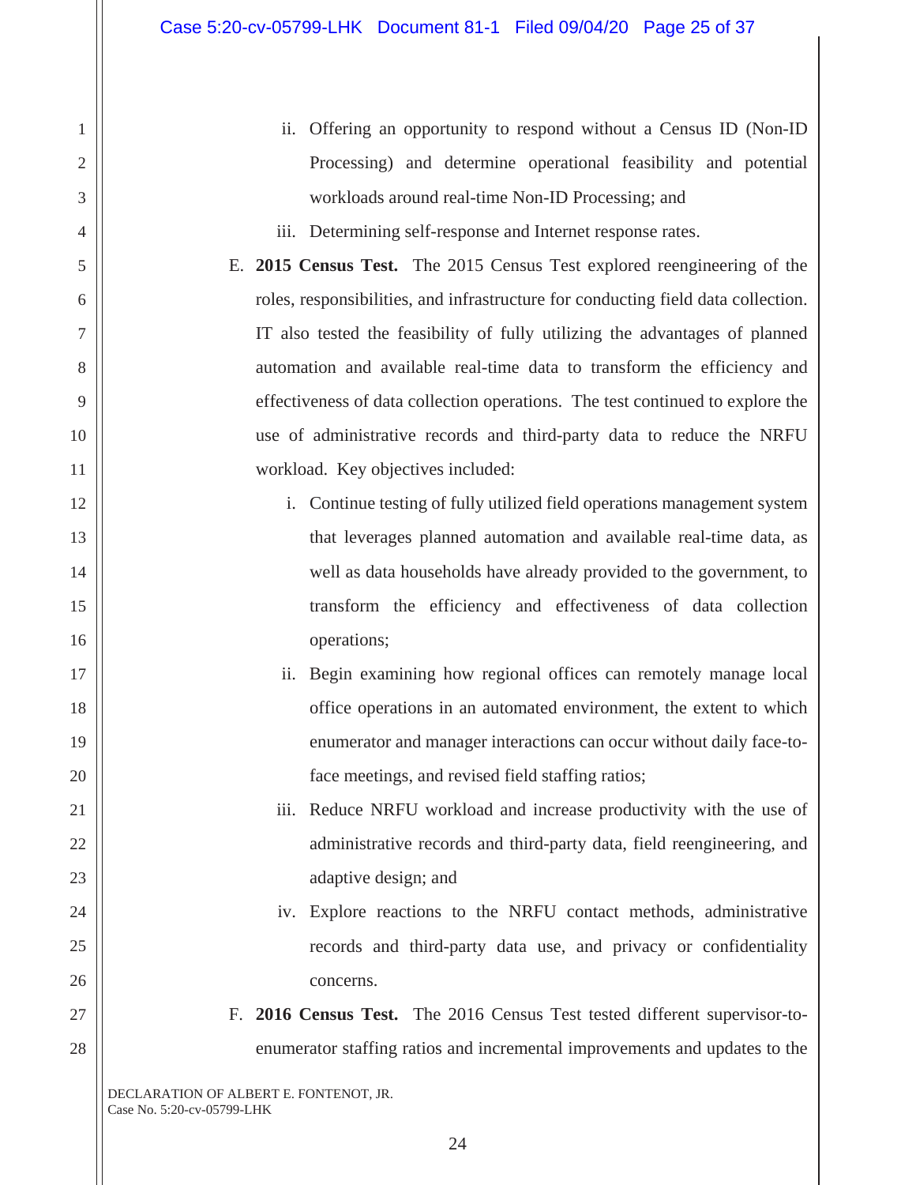ii. Offering an opportunity to respond without a Census ID (Non-ID Processing) and determine operational feasibility and potential workloads around real-time Non-ID Processing; and

iii. Determining self-response and Internet response rates.

E. **2015 Census Test.** The 2015 Census Test explored reengineering of the roles, responsibilities, and infrastructure for conducting field data collection. IT also tested the feasibility of fully utilizing the advantages of planned automation and available real-time data to transform the efficiency and effectiveness of data collection operations. The test continued to explore the use of administrative records and third-party data to reduce the NRFU workload. Key objectives included:

i. Continue testing of fully utilized field operations management system that leverages planned automation and available real-time data, as well as data households have already provided to the government, to transform the efficiency and effectiveness of data collection operations;

ii. Begin examining how regional offices can remotely manage local office operations in an automated environment, the extent to which enumerator and manager interactions can occur without daily face-to-face meetings, and revised field staffing ratios;

iii. Reduce NRFU workload and increase productivity with the use of administrative records and third-party data, field reengineering, and adaptive design; and

iv. Explore reactions to the NRFU contact methods, administrative records and third-party data use, and privacy or confidentiality concerns.

F. **2016 Census Test.** The 2016 Census Test tested different supervisor-to-enumerator staffing ratios and incremental improvements and updates to the

DECLARATION OF ALBERT E. FONTENOT, JR.
Case No. 5:20-cv-05799-LHK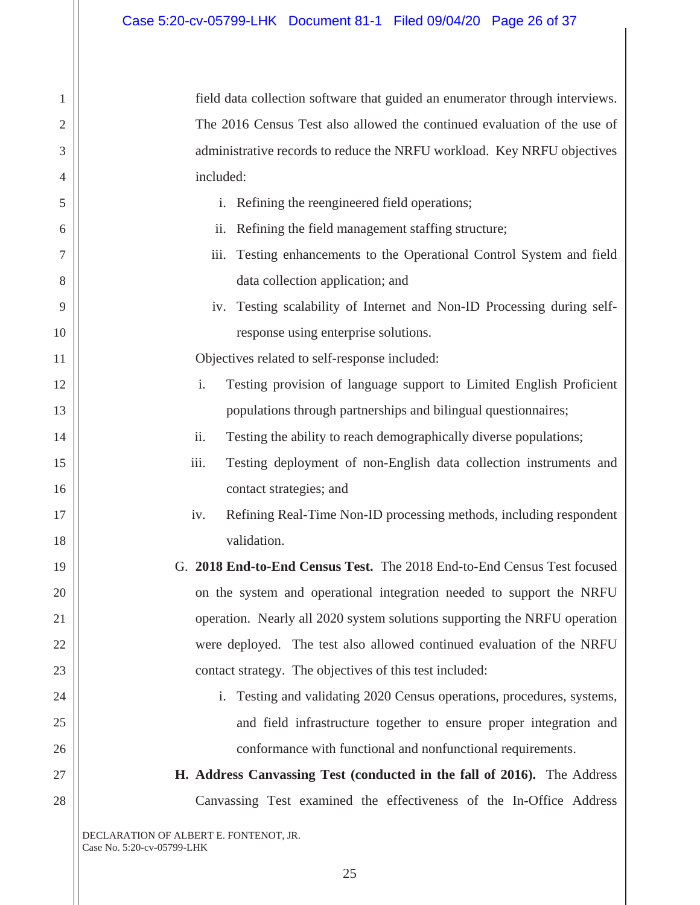field data collection software that guided an enumerator through interviews. The 2016 Census Test also allowed the continued evaluation of the use of administrative records to reduce the NRFU workload. Key NRFU objectives included:

i. Refining the reengineered field operations;

ii. Refining the field management staffing structure;

iii. Testing enhancements to the Operational Control System and field data collection application; and

iv. Testing scalability of Internet and Non-ID Processing during self-response using enterprise solutions.

Objectives related to self-response included:

i. Testing provision of language support to Limited English Proficient populations through partnerships and bilingual questionnaires;

ii. Testing the ability to reach demographically diverse populations;

iii. Testing deployment of non-English data collection instruments and contact strategies; and

iv. Refining Real-Time Non-ID processing methods, including respondent validation.

G. **2018 End-to-End Census Test.** The 2018 End-to-End Census Test focused on the system and operational integration needed to support the NRFU operation. Nearly all 2020 system solutions supporting the NRFU operation were deployed. The test also allowed continued evaluation of the NRFU contact strategy. The objectives of this test included:

i. Testing and validating 2020 Census operations, procedures, systems, and field infrastructure together to ensure proper integration and conformance with functional and nonfunctional requirements.

**H. Address Canvassing Test (conducted in the fall of 2016).** The Address Canvassing Test examined the effectiveness of the In-Office Address

DECLARATION OF ALBERT E. FONTENOT, JR.
Case No. 5:20-cv-05799-LHK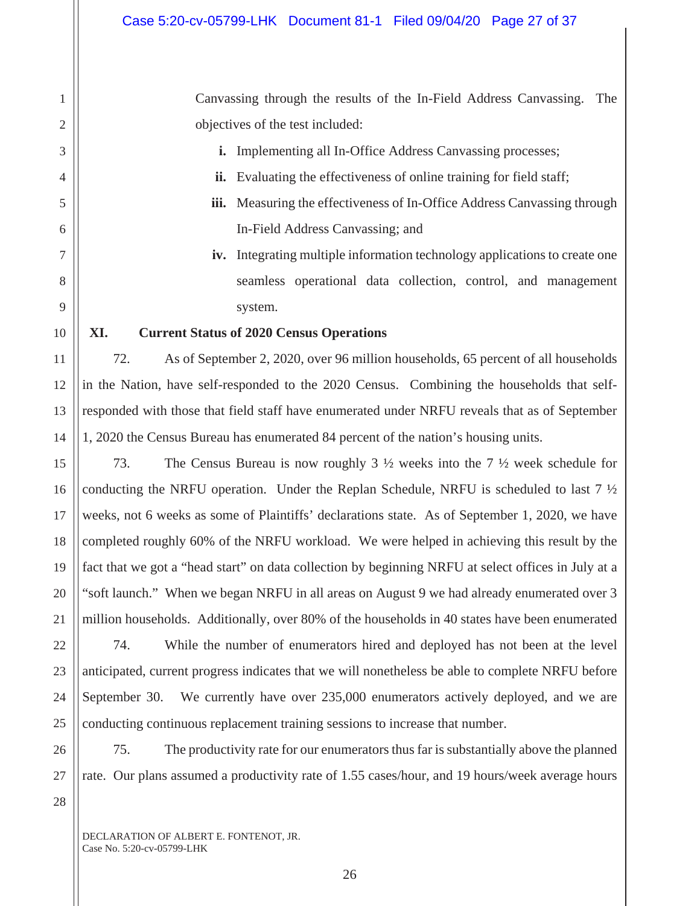Canvassing through the results of the In-Field Address Canvassing. The objectives of the test included:

i. Implementing all In-Office Address Canvassing processes;

ii. Evaluating the effectiveness of online training for field staff;

iii. Measuring the effectiveness of In-Office Address Canvassing through In-Field Address Canvassing; and

iv. Integrating multiple information technology applications to create one seamless operational data collection, control, and management system.

## XI. Current Status of 2020 Census Operations

72. As of September 2, 2020, over 96 million households, 65 percent of all households in the Nation, have self-responded to the 2020 Census. Combining the households that self-responded with those that field staff have enumerated under NRFU reveals that as of September 1, 2020 the Census Bureau has enumerated 84 percent of the nation's housing units.

73. The Census Bureau is now roughly 3 ½ weeks into the 7 ½ week schedule for conducting the NRFU operation. Under the Replan Schedule, NRFU is scheduled to last 7 ½ weeks, not 6 weeks as some of Plaintiffs' declarations state. As of September 1, 2020, we have completed roughly 60% of the NRFU workload. We were helped in achieving this result by the fact that we got a "head start" on data collection by beginning NRFU at select offices in July at a "soft launch." When we began NRFU in all areas on August 9 we had already enumerated over 3 million households. Additionally, over 80% of the households in 40 states have been enumerated

74. While the number of enumerators hired and deployed has not been at the level anticipated, current progress indicates that we will nonetheless be able to complete NRFU before September 30. We currently have over 235,000 enumerators actively deployed, and we are conducting continuous replacement training sessions to increase that number.

75. The productivity rate for our enumerators thus far is substantially above the planned rate. Our plans assumed a productivity rate of 1.55 cases/hour, and 19 hours/week average hours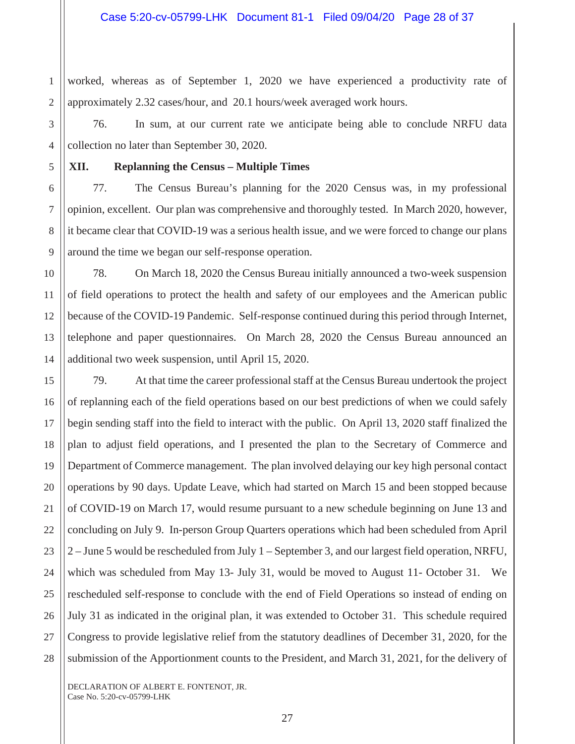worked, whereas as of September 1, 2020 we have experienced a productivity rate of approximately 2.32 cases/hour, and 20.1 hours/week averaged work hours.

76. In sum, at our current rate we anticipate being able to conclude NRFU data collection no later than September 30, 2020.

## XII. Replanning the Census – Multiple Times

77. The Census Bureau's planning for the 2020 Census was, in my professional opinion, excellent. Our plan was comprehensive and thoroughly tested. In March 2020, however, it became clear that COVID-19 was a serious health issue, and we were forced to change our plans around the time we began our self-response operation.

78. On March 18, 2020 the Census Bureau initially announced a two-week suspension of field operations to protect the health and safety of our employees and the American public because of the COVID-19 Pandemic. Self-response continued during this period through Internet, telephone and paper questionnaires. On March 28, 2020 the Census Bureau announced an additional two week suspension, until April 15, 2020.

79. At that time the career professional staff at the Census Bureau undertook the project of replanning each of the field operations based on our best predictions of when we could safely begin sending staff into the field to interact with the public. On April 13, 2020 staff finalized the plan to adjust field operations, and I presented the plan to the Secretary of Commerce and Department of Commerce management. The plan involved delaying our key high personal contact operations by 90 days. Update Leave, which had started on March 15 and been stopped because of COVID-19 on March 17, would resume pursuant to a new schedule beginning on June 13 and concluding on July 9. In-person Group Quarters operations which had been scheduled from April 2 – June 5 would be rescheduled from July 1 – September 3, and our largest field operation, NRFU, which was scheduled from May 13- July 31, would be moved to August 11- October 31. We rescheduled self-response to conclude with the end of Field Operations so instead of ending on July 31 as indicated in the original plan, it was extended to October 31. This schedule required Congress to provide legislative relief from the statutory deadlines of December 31, 2020, for the submission of the Apportionment counts to the President, and March 31, 2021, for the delivery of

DECLARATION OF ALBERT E. FONTENOT, JR.
Case No. 5:20-cv-05799-LHK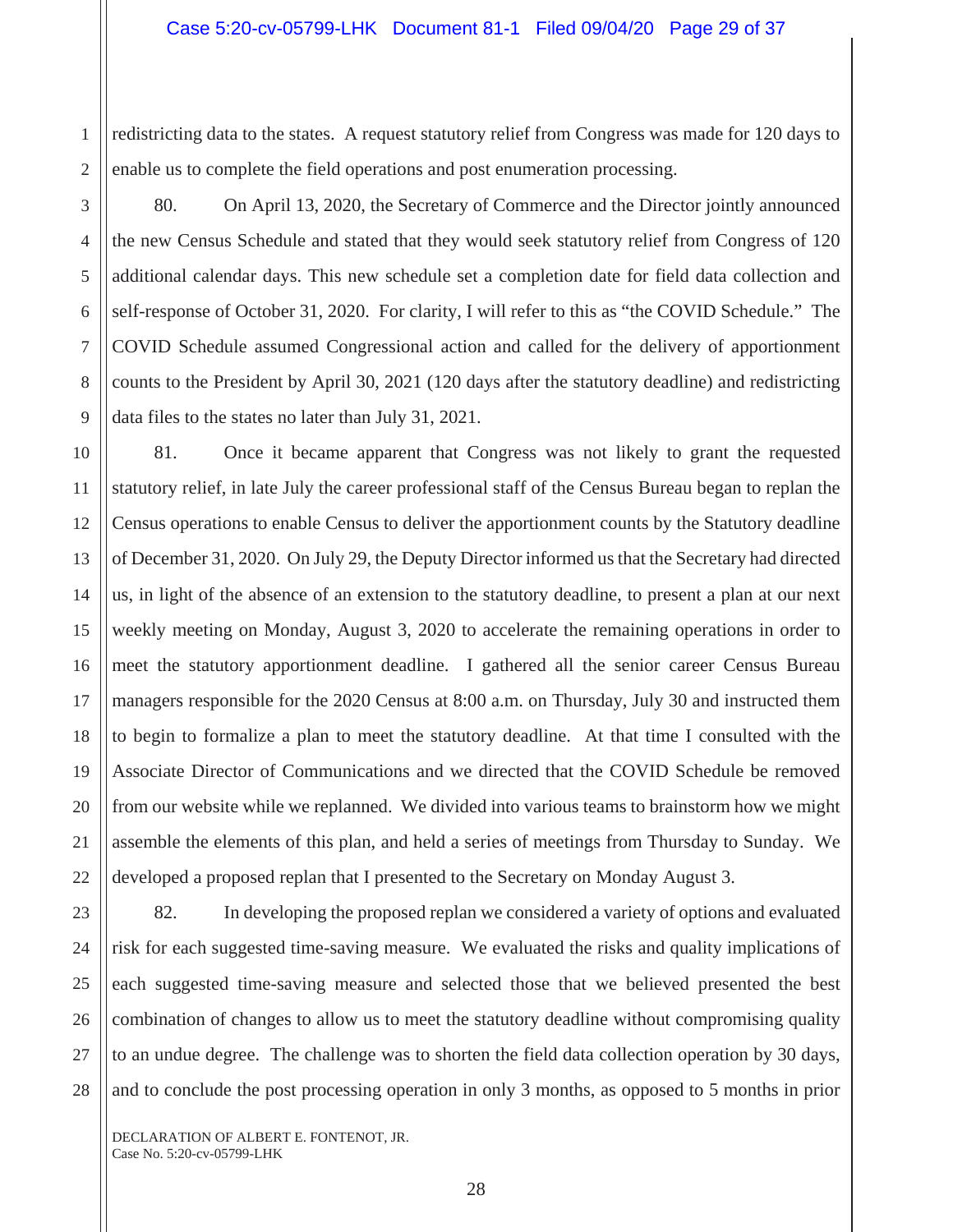redistricting data to the states. A request statutory relief from Congress was made for 120 days to enable us to complete the field operations and post enumeration processing.

80. On April 13, 2020, the Secretary of Commerce and the Director jointly announced the new Census Schedule and stated that they would seek statutory relief from Congress of 120 additional calendar days. This new schedule set a completion date for field data collection and self-response of October 31, 2020. For clarity, I will refer to this as "the COVID Schedule." The COVID Schedule assumed Congressional action and called for the delivery of apportionment counts to the President by April 30, 2021 (120 days after the statutory deadline) and redistricting data files to the states no later than July 31, 2021.

81. Once it became apparent that Congress was not likely to grant the requested statutory relief, in late July the career professional staff of the Census Bureau began to replan the Census operations to enable Census to deliver the apportionment counts by the Statutory deadline of December 31, 2020. On July 29, the Deputy Director informed us that the Secretary had directed us, in light of the absence of an extension to the statutory deadline, to present a plan at our next weekly meeting on Monday, August 3, 2020 to accelerate the remaining operations in order to meet the statutory apportionment deadline. I gathered all the senior career Census Bureau managers responsible for the 2020 Census at 8:00 a.m. on Thursday, July 30 and instructed them to begin to formalize a plan to meet the statutory deadline. At that time I consulted with the Associate Director of Communications and we directed that the COVID Schedule be removed from our website while we replanned. We divided into various teams to brainstorm how we might assemble the elements of this plan, and held a series of meetings from Thursday to Sunday. We developed a proposed replan that I presented to the Secretary on Monday August 3.

82. In developing the proposed replan we considered a variety of options and evaluated risk for each suggested time-saving measure. We evaluated the risks and quality implications of each suggested time-saving measure and selected those that we believed presented the best combination of changes to allow us to meet the statutory deadline without compromising quality to an undue degree. The challenge was to shorten the field data collection operation by 30 days, and to conclude the post processing operation in only 3 months, as opposed to 5 months in prior

DECLARATION OF ALBERT E. FONTENOT, JR.
Case No. 5:20-cv-05799-LHK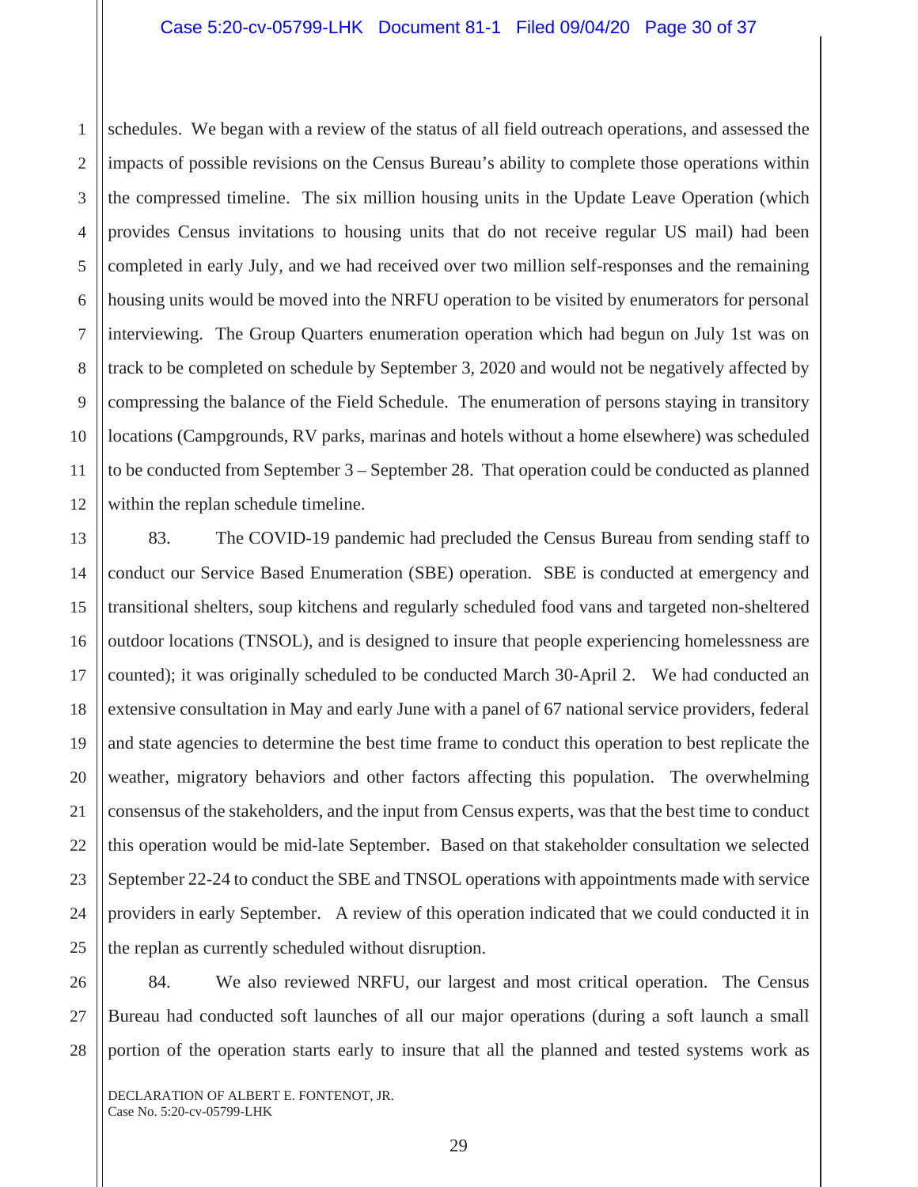schedules. We began with a review of the status of all field outreach operations, and assessed the impacts of possible revisions on the Census Bureau's ability to complete those operations within the compressed timeline. The six million housing units in the Update Leave Operation (which provides Census invitations to housing units that do not receive regular US mail) had been completed in early July, and we had received over two million self-responses and the remaining housing units would be moved into the NRFU operation to be visited by enumerators for personal interviewing. The Group Quarters enumeration operation which had begun on July 1st was on track to be completed on schedule by September 3, 2020 and would not be negatively affected by compressing the balance of the Field Schedule. The enumeration of persons staying in transitory locations (Campgrounds, RV parks, marinas and hotels without a home elsewhere) was scheduled to be conducted from September 3 – September 28. That operation could be conducted as planned within the replan schedule timeline.

83. The COVID-19 pandemic had precluded the Census Bureau from sending staff to conduct our Service Based Enumeration (SBE) operation. SBE is conducted at emergency and transitional shelters, soup kitchens and regularly scheduled food vans and targeted non-sheltered outdoor locations (TNSOL), and is designed to insure that people experiencing homelessness are counted); it was originally scheduled to be conducted March 30-April 2. We had conducted an extensive consultation in May and early June with a panel of 67 national service providers, federal and state agencies to determine the best time frame to conduct this operation to best replicate the weather, migratory behaviors and other factors affecting this population. The overwhelming consensus of the stakeholders, and the input from Census experts, was that the best time to conduct this operation would be mid-late September. Based on that stakeholder consultation we selected September 22-24 to conduct the SBE and TNSOL operations with appointments made with service providers in early September. A review of this operation indicated that we could conducted it in the replan as currently scheduled without disruption.

84. We also reviewed NRFU, our largest and most critical operation. The Census Bureau had conducted soft launches of all our major operations (during a soft launch a small portion of the operation starts early to insure that all the planned and tested systems work as

DECLARATION OF ALBERT E. FONTENOT, JR.
Case No. 5:20-cv-05799-LHK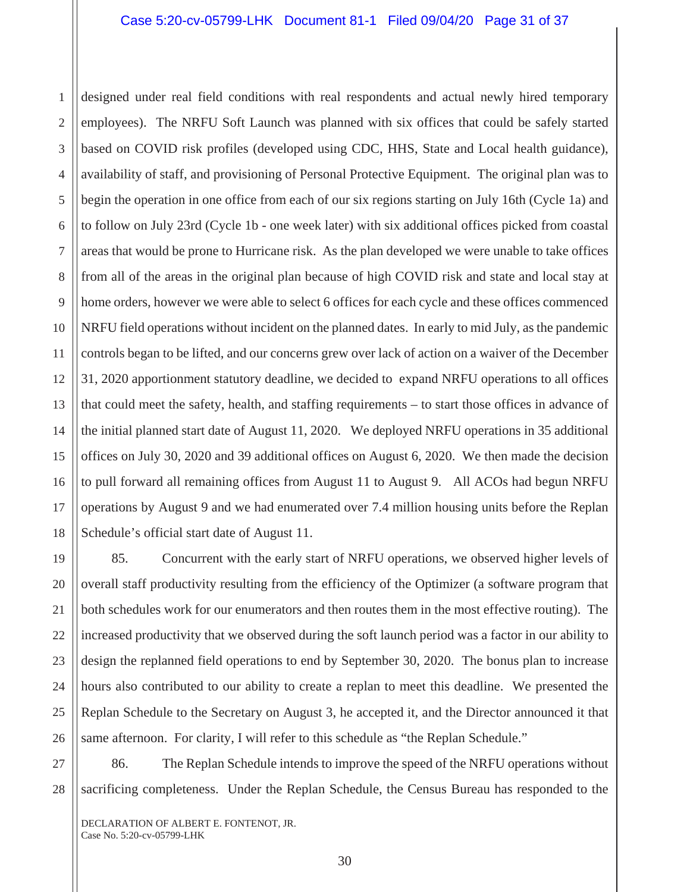designed under real field conditions with real respondents and actual newly hired temporary employees). The NRFU Soft Launch was planned with six offices that could be safely started based on COVID risk profiles (developed using CDC, HHS, State and Local health guidance), availability of staff, and provisioning of Personal Protective Equipment. The original plan was to begin the operation in one office from each of our six regions starting on July 16th (Cycle 1a) and to follow on July 23rd (Cycle 1b - one week later) with six additional offices picked from coastal areas that would be prone to Hurricane risk. As the plan developed we were unable to take offices from all of the areas in the original plan because of high COVID risk and state and local stay at home orders, however we were able to select 6 offices for each cycle and these offices commenced NRFU field operations without incident on the planned dates. In early to mid July, as the pandemic controls began to be lifted, and our concerns grew over lack of action on a waiver of the December 31, 2020 apportionment statutory deadline, we decided to expand NRFU operations to all offices that could meet the safety, health, and staffing requirements – to start those offices in advance of the initial planned start date of August 11, 2020. We deployed NRFU operations in 35 additional offices on July 30, 2020 and 39 additional offices on August 6, 2020. We then made the decision to pull forward all remaining offices from August 11 to August 9. All ACOs had begun NRFU operations by August 9 and we had enumerated over 7.4 million housing units before the Replan Schedule's official start date of August 11.

85. Concurrent with the early start of NRFU operations, we observed higher levels of overall staff productivity resulting from the efficiency of the Optimizer (a software program that both schedules work for our enumerators and then routes them in the most effective routing). The increased productivity that we observed during the soft launch period was a factor in our ability to design the replanned field operations to end by September 30, 2020. The bonus plan to increase hours also contributed to our ability to create a replan to meet this deadline. We presented the Replan Schedule to the Secretary on August 3, he accepted it, and the Director announced it that same afternoon. For clarity, I will refer to this schedule as "the Replan Schedule."

86. The Replan Schedule intends to improve the speed of the NRFU operations without sacrificing completeness. Under the Replan Schedule, the Census Bureau has responded to the

DECLARATION OF ALBERT E. FONTENOT, JR.
Case No. 5:20-cv-05799-LHK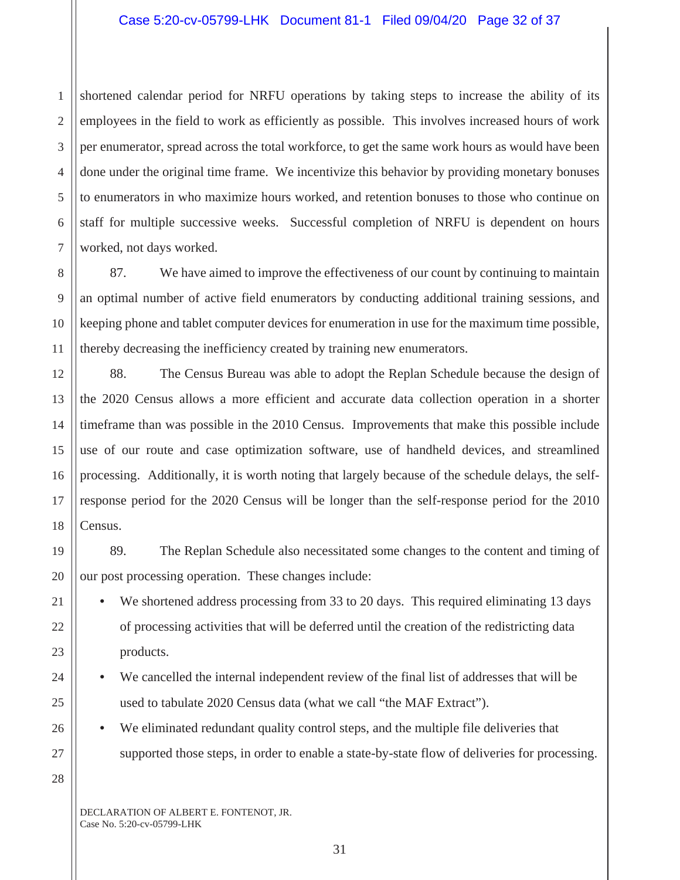shortened calendar period for NRFU operations by taking steps to increase the ability of its employees in the field to work as efficiently as possible. This involves increased hours of work per enumerator, spread across the total workforce, to get the same work hours as would have been done under the original time frame. We incentivize this behavior by providing monetary bonuses to enumerators in who maximize hours worked, and retention bonuses to those who continue on staff for multiple successive weeks. Successful completion of NRFU is dependent on hours worked, not days worked.

87. We have aimed to improve the effectiveness of our count by continuing to maintain an optimal number of active field enumerators by conducting additional training sessions, and keeping phone and tablet computer devices for enumeration in use for the maximum time possible, thereby decreasing the inefficiency created by training new enumerators.

88. The Census Bureau was able to adopt the Replan Schedule because the design of the 2020 Census allows a more efficient and accurate data collection operation in a shorter timeframe than was possible in the 2010 Census. Improvements that make this possible include use of our route and case optimization software, use of handheld devices, and streamlined processing. Additionally, it is worth noting that largely because of the schedule delays, the self-response period for the 2020 Census will be longer than the self-response period for the 2010 Census.

89. The Replan Schedule also necessitated some changes to the content and timing of our post processing operation. These changes include:

- We shortened address processing from 33 to 20 days. This required eliminating 13 days of processing activities that will be deferred until the creation of the redistricting data products.
- We cancelled the internal independent review of the final list of addresses that will be used to tabulate 2020 Census data (what we call "the MAF Extract").
- We eliminated redundant quality control steps, and the multiple file deliveries that supported those steps, in order to enable a state-by-state flow of deliveries for processing.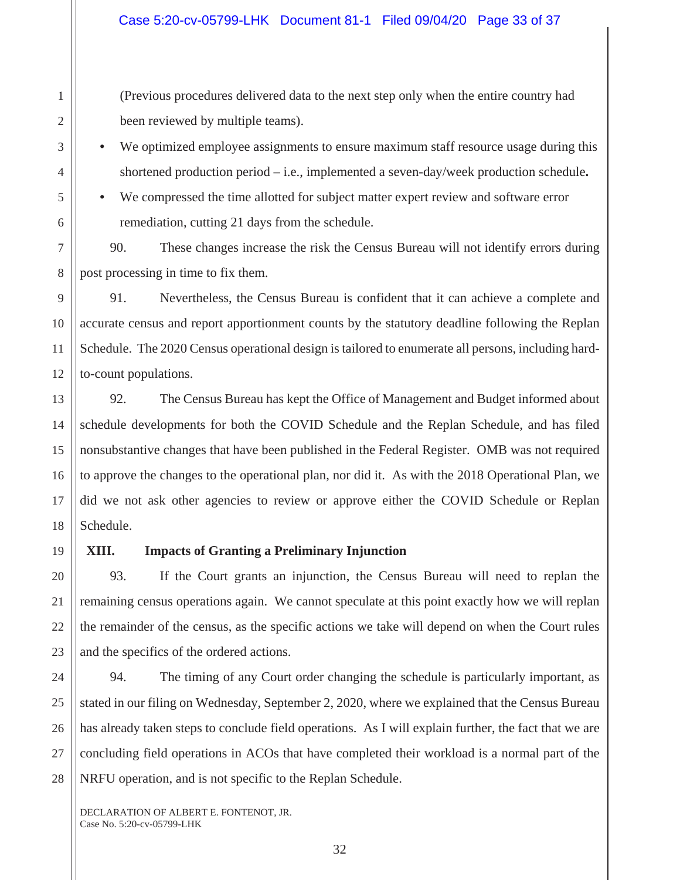(Previous procedures delivered data to the next step only when the entire country had been reviewed by multiple teams).

- We optimized employee assignments to ensure maximum staff resource usage during this shortened production period – i.e., implemented a seven-day/week production schedule**.**
- We compressed the time allotted for subject matter expert review and software error remediation, cutting 21 days from the schedule.

90. These changes increase the risk the Census Bureau will not identify errors during post processing in time to fix them.

91. Nevertheless, the Census Bureau is confident that it can achieve a complete and accurate census and report apportionment counts by the statutory deadline following the Replan Schedule. The 2020 Census operational design is tailored to enumerate all persons, including hard-to-count populations.

92. The Census Bureau has kept the Office of Management and Budget informed about schedule developments for both the COVID Schedule and the Replan Schedule, and has filed nonsubstantive changes that have been published in the Federal Register. OMB was not required to approve the changes to the operational plan, nor did it. As with the 2018 Operational Plan, we did we not ask other agencies to review or approve either the COVID Schedule or Replan Schedule.

## XIII. Impacts of Granting a Preliminary Injunction

93. If the Court grants an injunction, the Census Bureau will need to replan the remaining census operations again. We cannot speculate at this point exactly how we will replan the remainder of the census, as the specific actions we take will depend on when the Court rules and the specifics of the ordered actions.

94. The timing of any Court order changing the schedule is particularly important, as stated in our filing on Wednesday, September 2, 2020, where we explained that the Census Bureau has already taken steps to conclude field operations. As I will explain further, the fact that we are concluding field operations in ACOs that have completed their workload is a normal part of the NRFU operation, and is not specific to the Replan Schedule.

DECLARATION OF ALBERT E. FONTENOT, JR.
Case No. 5:20-cv-05799-LHK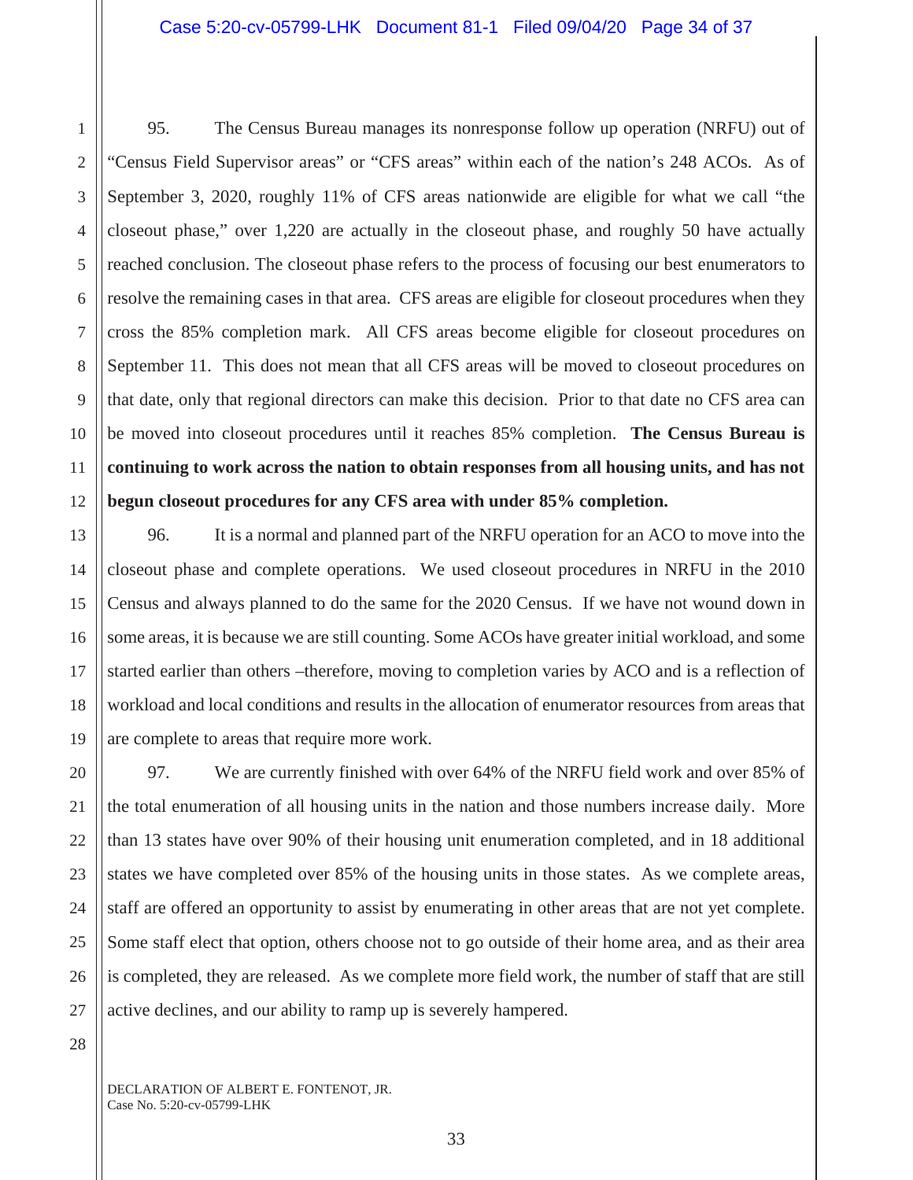95. The Census Bureau manages its nonresponse follow up operation (NRFU) out of "Census Field Supervisor areas" or "CFS areas" within each of the nation's 248 ACOs. As of September 3, 2020, roughly 11% of CFS areas nationwide are eligible for what we call "the closeout phase," over 1,220 are actually in the closeout phase, and roughly 50 have actually reached conclusion. The closeout phase refers to the process of focusing our best enumerators to resolve the remaining cases in that area. CFS areas are eligible for closeout procedures when they cross the 85% completion mark. All CFS areas become eligible for closeout procedures on September 11. This does not mean that all CFS areas will be moved to closeout procedures on that date, only that regional directors can make this decision. Prior to that date no CFS area can be moved into closeout procedures until it reaches 85% completion. **The Census Bureau is continuing to work across the nation to obtain responses from all housing units, and has not begun closeout procedures for any CFS area with under 85% completion.**

96. It is a normal and planned part of the NRFU operation for an ACO to move into the closeout phase and complete operations. We used closeout procedures in NRFU in the 2010 Census and always planned to do the same for the 2020 Census. If we have not wound down in some areas, it is because we are still counting. Some ACOs have greater initial workload, and some started earlier than others –therefore, moving to completion varies by ACO and is a reflection of workload and local conditions and results in the allocation of enumerator resources from areas that are complete to areas that require more work.

97. We are currently finished with over 64% of the NRFU field work and over 85% of the total enumeration of all housing units in the nation and those numbers increase daily. More than 13 states have over 90% of their housing unit enumeration completed, and in 18 additional states we have completed over 85% of the housing units in those states. As we complete areas, staff are offered an opportunity to assist by enumerating in other areas that are not yet complete. Some staff elect that option, others choose not to go outside of their home area, and as their area is completed, they are released. As we complete more field work, the number of staff that are still active declines, and our ability to ramp up is severely hampered.

DECLARATION OF ALBERT E. FONTENOT, JR.
Case No. 5:20-cv-05799-LHK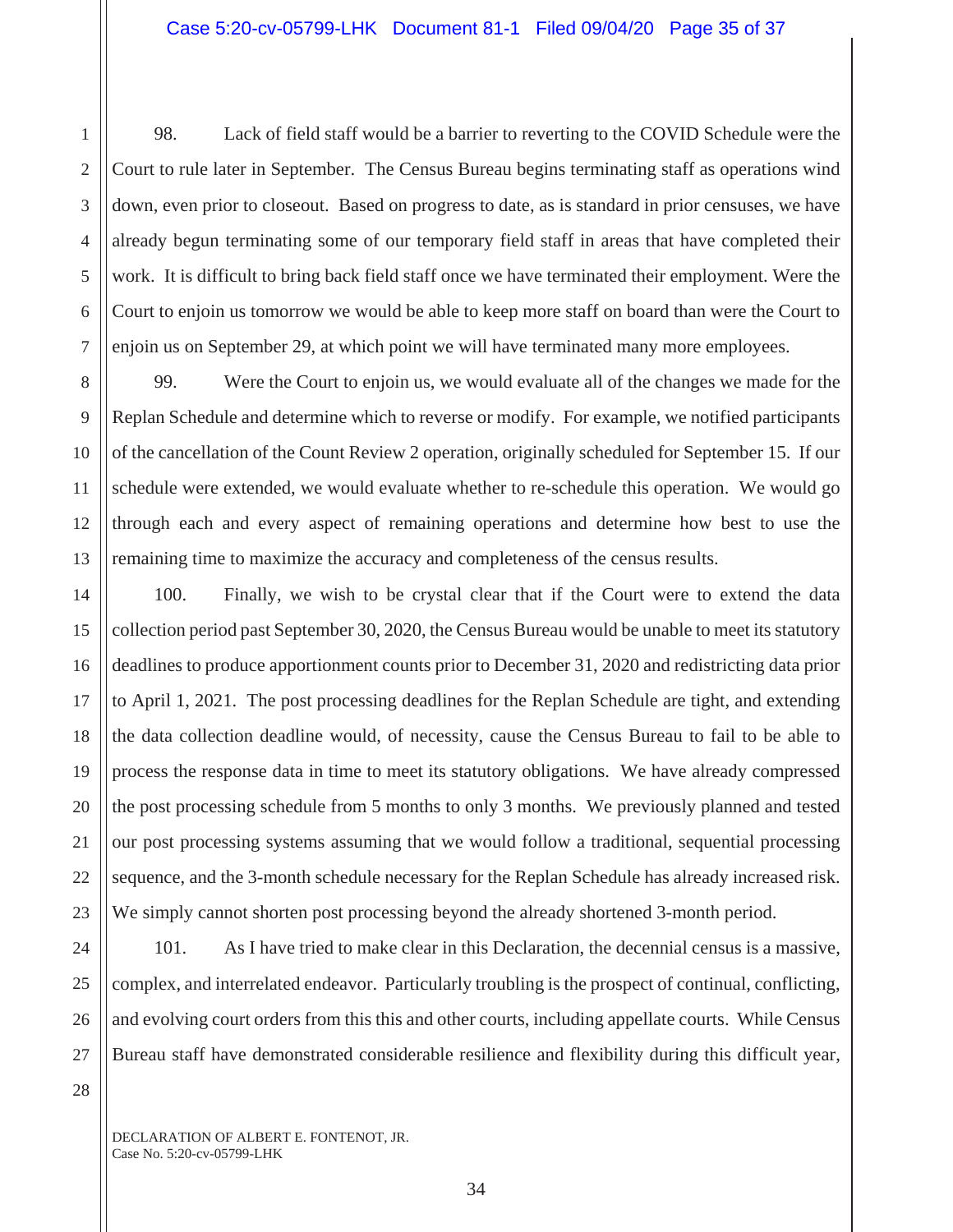98. Lack of field staff would be a barrier to reverting to the COVID Schedule were the Court to rule later in September. The Census Bureau begins terminating staff as operations wind down, even prior to closeout. Based on progress to date, as is standard in prior censuses, we have already begun terminating some of our temporary field staff in areas that have completed their work. It is difficult to bring back field staff once we have terminated their employment. Were the Court to enjoin us tomorrow we would be able to keep more staff on board than were the Court to enjoin us on September 29, at which point we will have terminated many more employees.

99. Were the Court to enjoin us, we would evaluate all of the changes we made for the Replan Schedule and determine which to reverse or modify. For example, we notified participants of the cancellation of the Count Review 2 operation, originally scheduled for September 15. If our schedule were extended, we would evaluate whether to re-schedule this operation. We would go through each and every aspect of remaining operations and determine how best to use the remaining time to maximize the accuracy and completeness of the census results.

100. Finally, we wish to be crystal clear that if the Court were to extend the data collection period past September 30, 2020, the Census Bureau would be unable to meet its statutory deadlines to produce apportionment counts prior to December 31, 2020 and redistricting data prior to April 1, 2021. The post processing deadlines for the Replan Schedule are tight, and extending the data collection deadline would, of necessity, cause the Census Bureau to fail to be able to process the response data in time to meet its statutory obligations. We have already compressed the post processing schedule from 5 months to only 3 months. We previously planned and tested our post processing systems assuming that we would follow a traditional, sequential processing sequence, and the 3-month schedule necessary for the Replan Schedule has already increased risk. We simply cannot shorten post processing beyond the already shortened 3-month period.

101. As I have tried to make clear in this Declaration, the decennial census is a massive, complex, and interrelated endeavor. Particularly troubling is the prospect of continual, conflicting, and evolving court orders from this this and other courts, including appellate courts. While Census Bureau staff have demonstrated considerable resilience and flexibility during this difficult year,

DECLARATION OF ALBERT E. FONTENOT, JR.
Case No. 5:20-cv-05799-LHK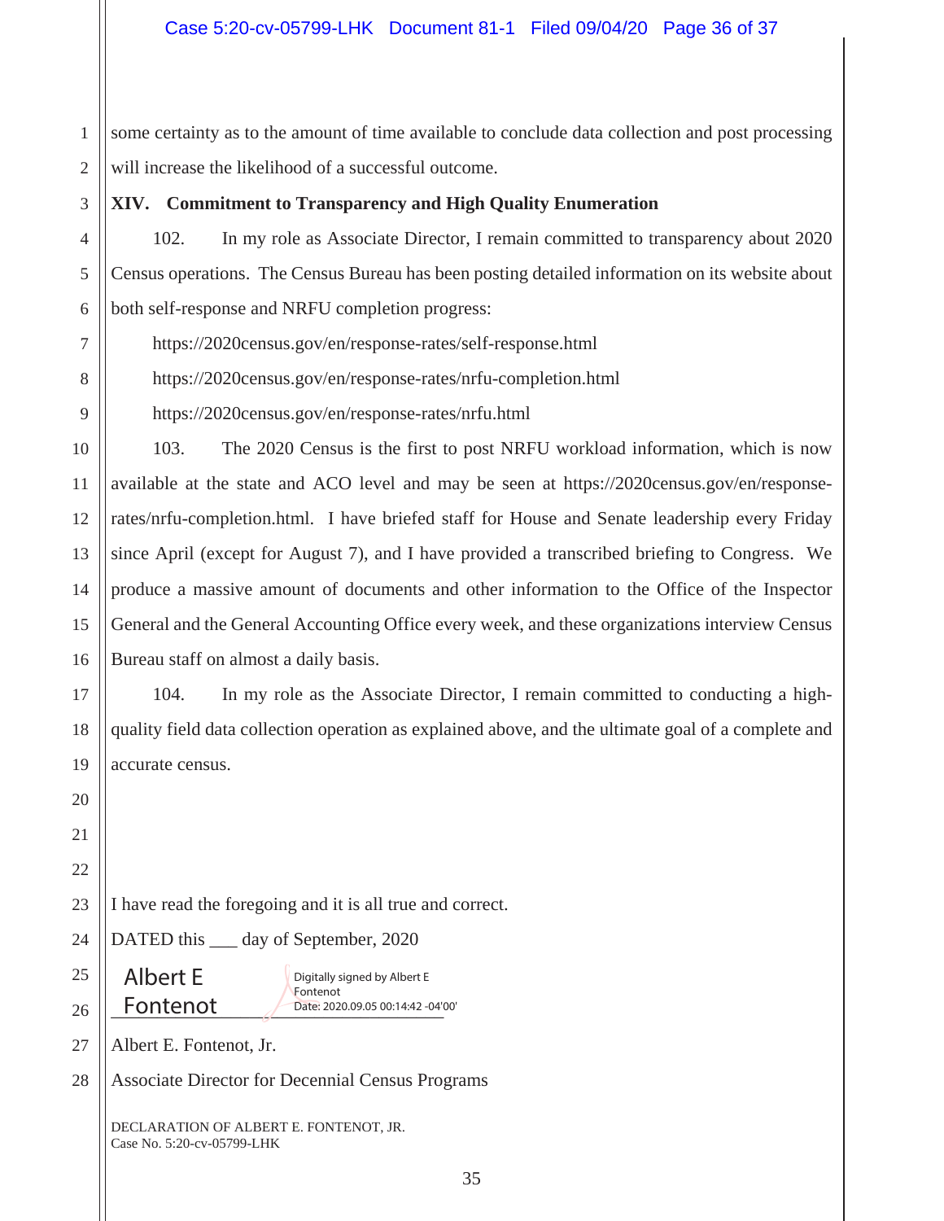some certainty as to the amount of time available to conclude data collection and post processing will increase the likelihood of a successful outcome.

### XIV. Commitment to Transparency and High Quality Enumeration

102. In my role as Associate Director, I remain committed to transparency about 2020 Census operations. The Census Bureau has been posting detailed information on its website about both self-response and NRFU completion progress:

https://2020census.gov/en/response-rates/self-response.html

https://2020census.gov/en/response-rates/nrfu-completion.html

https://2020census.gov/en/response-rates/nrfu.html

103. The 2020 Census is the first to post NRFU workload information, which is now available at the state and ACO level and may be seen at https://2020census.gov/en/response-rates/nrfu-completion.html. I have briefed staff for House and Senate leadership every Friday since April (except for August 7), and I have provided a transcribed briefing to Congress. We produce a massive amount of documents and other information to the Office of the Inspector General and the General Accounting Office every week, and these organizations interview Census Bureau staff on almost a daily basis.

104. In my role as the Associate Director, I remain committed to conducting a high-quality field data collection operation as explained above, and the ultimate goal of a complete and accurate census.

I have read the foregoing and it is all true and correct.

DATED this ___ day of September, 2020

Albert E Fontenot — Digitally signed by Albert E Fontenot Date: 2020.09.05 00:14:42 -04'00'

Albert E. Fontenot, Jr.

Associate Director for Decennial Census Programs

DECLARATION OF ALBERT E. FONTENOT, JR.
Case No. 5:20-cv-05799-LHK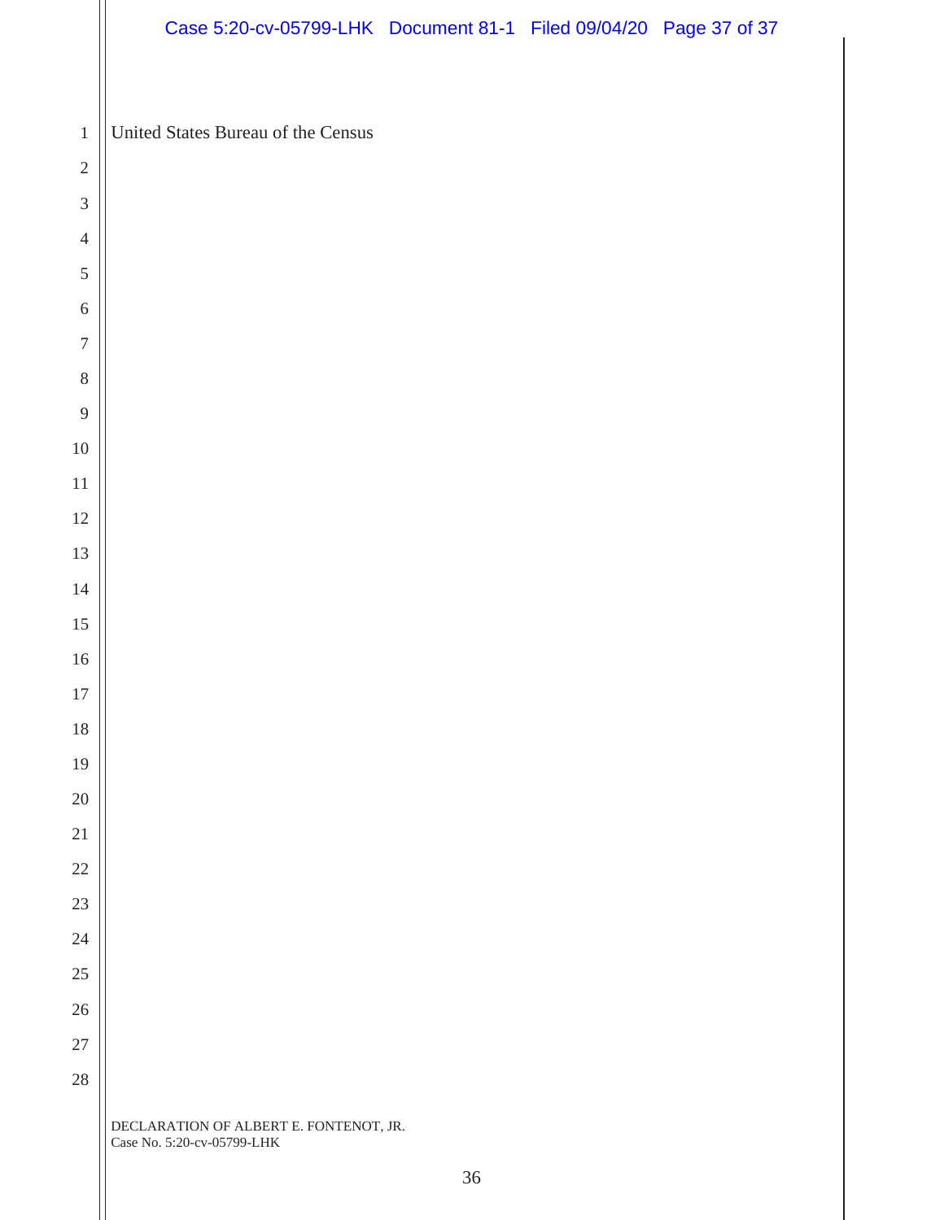United States Bureau of the Census